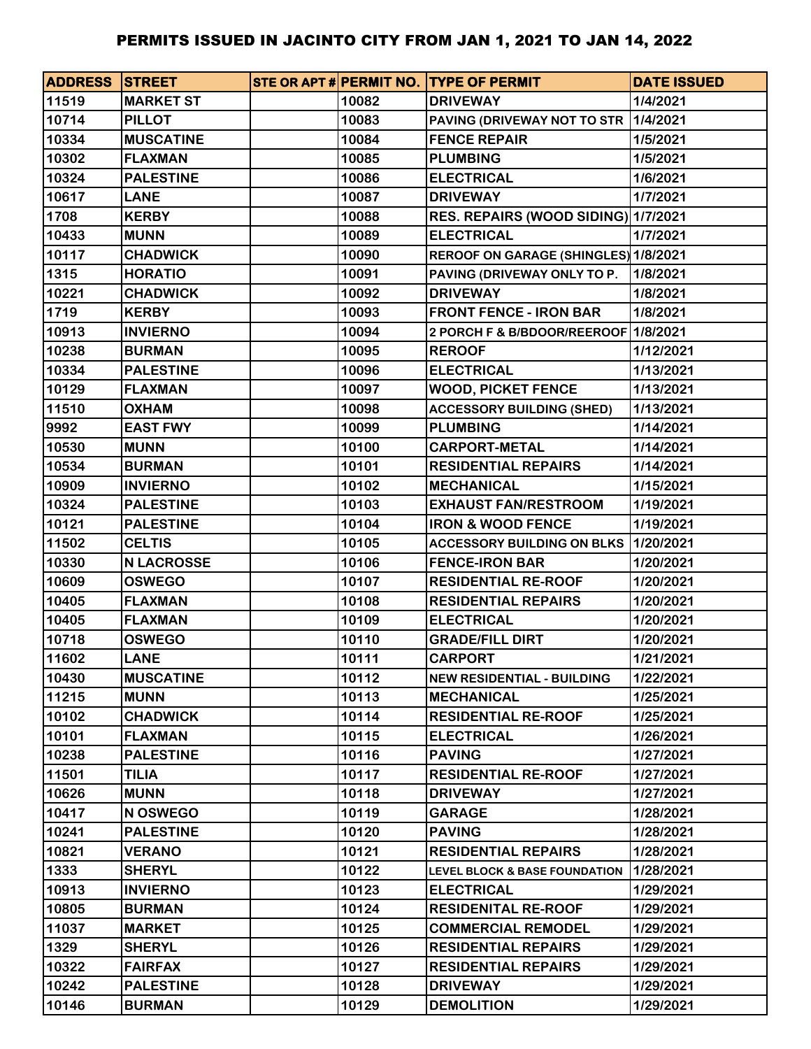# PERMITS ISSUED IN JACINTO CITY FROM JAN 1, 2021 TO JAN 14, 2022

| ADDRESS | STREET | STE OR APT # | PERMIT NO. | TYPE OF PERMIT | DATE ISSUED |
|---|---|---|---|---|---|
| 11519 | MARKET ST | | 10082 | DRIVEWAY | 1/4/2021 |
| 10714 | PILLOT | | 10083 | PAVING (DRIVEWAY NOT TO STR | 1/4/2021 |
| 10334 | MUSCATINE | | 10084 | FENCE REPAIR | 1/5/2021 |
| 10302 | FLAXMAN | | 10085 | PLUMBING | 1/5/2021 |
| 10324 | PALESTINE | | 10086 | ELECTRICAL | 1/6/2021 |
| 10617 | LANE | | 10087 | DRIVEWAY | 1/7/2021 |
| 1708 | KERBY | | 10088 | RES. REPAIRS (WOOD SIDING) | 1/7/2021 |
| 10433 | MUNN | | 10089 | ELECTRICAL | 1/7/2021 |
| 10117 | CHADWICK | | 10090 | REROOF ON GARAGE (SHINGLES) | 1/8/2021 |
| 1315 | HORATIO | | 10091 | PAVING (DRIVEWAY ONLY TO P. | 1/8/2021 |
| 10221 | CHADWICK | | 10092 | DRIVEWAY | 1/8/2021 |
| 1719 | KERBY | | 10093 | FRONT FENCE - IRON BAR | 1/8/2021 |
| 10913 | INVIERNO | | 10094 | 2 PORCH F & B/BDOOR/REEROOF | 1/8/2021 |
| 10238 | BURMAN | | 10095 | REROOF | 1/12/2021 |
| 10334 | PALESTINE | | 10096 | ELECTRICAL | 1/13/2021 |
| 10129 | FLAXMAN | | 10097 | WOOD, PICKET FENCE | 1/13/2021 |
| 11510 | OXHAM | | 10098 | ACCESSORY BUILDING (SHED) | 1/13/2021 |
| 9992 | EAST FWY | | 10099 | PLUMBING | 1/14/2021 |
| 10530 | MUNN | | 10100 | CARPORT-METAL | 1/14/2021 |
| 10534 | BURMAN | | 10101 | RESIDENTIAL REPAIRS | 1/14/2021 |
| 10909 | INVIERNO | | 10102 | MECHANICAL | 1/15/2021 |
| 10324 | PALESTINE | | 10103 | EXHAUST FAN/RESTROOM | 1/19/2021 |
| 10121 | PALESTINE | | 10104 | IRON & WOOD FENCE | 1/19/2021 |
| 11502 | CELTIS | | 10105 | ACCESSORY BUILDING ON BLKS | 1/20/2021 |
| 10330 | N LACROSSE | | 10106 | FENCE-IRON BAR | 1/20/2021 |
| 10609 | OSWEGO | | 10107 | RESIDENTIAL RE-ROOF | 1/20/2021 |
| 10405 | FLAXMAN | | 10108 | RESIDENTIAL REPAIRS | 1/20/2021 |
| 10405 | FLAXMAN | | 10109 | ELECTRICAL | 1/20/2021 |
| 10718 | OSWEGO | | 10110 | GRADE/FILL DIRT | 1/20/2021 |
| 11602 | LANE | | 10111 | CARPORT | 1/21/2021 |
| 10430 | MUSCATINE | | 10112 | NEW RESIDENTIAL - BUILDING | 1/22/2021 |
| 11215 | MUNN | | 10113 | MECHANICAL | 1/25/2021 |
| 10102 | CHADWICK | | 10114 | RESIDENTIAL RE-ROOF | 1/25/2021 |
| 10101 | FLAXMAN | | 10115 | ELECTRICAL | 1/26/2021 |
| 10238 | PALESTINE | | 10116 | PAVING | 1/27/2021 |
| 11501 | TILIA | | 10117 | RESIDENTIAL RE-ROOF | 1/27/2021 |
| 10626 | MUNN | | 10118 | DRIVEWAY | 1/27/2021 |
| 10417 | N OSWEGO | | 10119 | GARAGE | 1/28/2021 |
| 10241 | PALESTINE | | 10120 | PAVING | 1/28/2021 |
| 10821 | VERANO | | 10121 | RESIDENTIAL REPAIRS | 1/28/2021 |
| 1333 | SHERYL | | 10122 | LEVEL BLOCK & BASE FOUNDATION | 1/28/2021 |
| 10913 | INVIERNO | | 10123 | ELECTRICAL | 1/29/2021 |
| 10805 | BURMAN | | 10124 | RESIDENITAL RE-ROOF | 1/29/2021 |
| 11037 | MARKET | | 10125 | COMMERCIAL REMODEL | 1/29/2021 |
| 1329 | SHERYL | | 10126 | RESIDENTIAL REPAIRS | 1/29/2021 |
| 10322 | FAIRFAX | | 10127 | RESIDENTIAL REPAIRS | 1/29/2021 |
| 10242 | PALESTINE | | 10128 | DRIVEWAY | 1/29/2021 |
| 10146 | BURMAN | | 10129 | DEMOLITION | 1/29/2021 |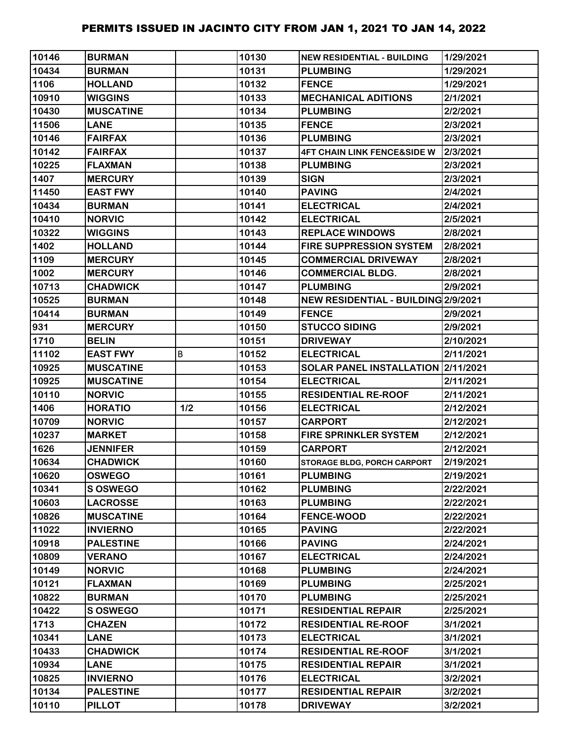# PERMITS ISSUED IN JACINTO CITY FROM JAN 1, 2021 TO JAN 14, 2022

| | | | | | |
|---|---|---|---|---|---|
| 10146 | BURMAN | | 10130 | NEW RESIDENTIAL - BUILDING | 1/29/2021 |
| 10434 | BURMAN | | 10131 | PLUMBING | 1/29/2021 |
| 1106 | HOLLAND | | 10132 | FENCE | 1/29/2021 |
| 10910 | WIGGINS | | 10133 | MECHANICAL ADITIONS | 2/1/2021 |
| 10430 | MUSCATINE | | 10134 | PLUMBING | 2/2/2021 |
| 11506 | LANE | | 10135 | FENCE | 2/3/2021 |
| 10146 | FAIRFAX | | 10136 | PLUMBING | 2/3/2021 |
| 10142 | FAIRFAX | | 10137 | 4FT CHAIN LINK FENCE&SIDE W | 2/3/2021 |
| 10225 | FLAXMAN | | 10138 | PLUMBING | 2/3/2021 |
| 1407 | MERCURY | | 10139 | SIGN | 2/3/2021 |
| 11450 | EAST FWY | | 10140 | PAVING | 2/4/2021 |
| 10434 | BURMAN | | 10141 | ELECTRICAL | 2/4/2021 |
| 10410 | NORVIC | | 10142 | ELECTRICAL | 2/5/2021 |
| 10322 | WIGGINS | | 10143 | REPLACE WINDOWS | 2/8/2021 |
| 1402 | HOLLAND | | 10144 | FIRE SUPPRESSION SYSTEM | 2/8/2021 |
| 1109 | MERCURY | | 10145 | COMMERCIAL DRIVEWAY | 2/8/2021 |
| 1002 | MERCURY | | 10146 | COMMERCIAL BLDG. | 2/8/2021 |
| 10713 | CHADWICK | | 10147 | PLUMBING | 2/9/2021 |
| 10525 | BURMAN | | 10148 | NEW RESIDENTIAL - BUILDING | 2/9/2021 |
| 10414 | BURMAN | | 10149 | FENCE | 2/9/2021 |
| 931 | MERCURY | | 10150 | STUCCO SIDING | 2/9/2021 |
| 1710 | BELIN | | 10151 | DRIVEWAY | 2/10/2021 |
| 11102 | EAST FWY | B | 10152 | ELECTRICAL | 2/11/2021 |
| 10925 | MUSCATINE | | 10153 | SOLAR PANEL INSTALLATION | 2/11/2021 |
| 10925 | MUSCATINE | | 10154 | ELECTRICAL | 2/11/2021 |
| 10110 | NORVIC | | 10155 | RESIDENTIAL RE-ROOF | 2/11/2021 |
| 1406 | HORATIO | 1/2 | 10156 | ELECTRICAL | 2/12/2021 |
| 10709 | NORVIC | | 10157 | CARPORT | 2/12/2021 |
| 10237 | MARKET | | 10158 | FIRE SPRINKLER SYSTEM | 2/12/2021 |
| 1626 | JENNIFER | | 10159 | CARPORT | 2/12/2021 |
| 10634 | CHADWICK | | 10160 | STORAGE BLDG, PORCH CARPORT | 2/19/2021 |
| 10620 | OSWEGO | | 10161 | PLUMBING | 2/19/2021 |
| 10341 | S OSWEGO | | 10162 | PLUMBING | 2/22/2021 |
| 10603 | LACROSSE | | 10163 | PLUMBING | 2/22/2021 |
| 10826 | MUSCATINE | | 10164 | FENCE-WOOD | 2/22/2021 |
| 11022 | INVIERNO | | 10165 | PAVING | 2/22/2021 |
| 10918 | PALESTINE | | 10166 | PAVING | 2/24/2021 |
| 10809 | VERANO | | 10167 | ELECTRICAL | 2/24/2021 |
| 10149 | NORVIC | | 10168 | PLUMBING | 2/24/2021 |
| 10121 | FLAXMAN | | 10169 | PLUMBING | 2/25/2021 |
| 10822 | BURMAN | | 10170 | PLUMBING | 2/25/2021 |
| 10422 | S OSWEGO | | 10171 | RESIDENTIAL REPAIR | 2/25/2021 |
| 1713 | CHAZEN | | 10172 | RESIDENTIAL RE-ROOF | 3/1/2021 |
| 10341 | LANE | | 10173 | ELECTRICAL | 3/1/2021 |
| 10433 | CHADWICK | | 10174 | RESIDENTIAL RE-ROOF | 3/1/2021 |
| 10934 | LANE | | 10175 | RESIDENTIAL REPAIR | 3/1/2021 |
| 10825 | INVIERNO | | 10176 | ELECTRICAL | 3/2/2021 |
| 10134 | PALESTINE | | 10177 | RESIDENTIAL REPAIR | 3/2/2021 |
| 10110 | PILLOT | | 10178 | DRIVEWAY | 3/2/2021 |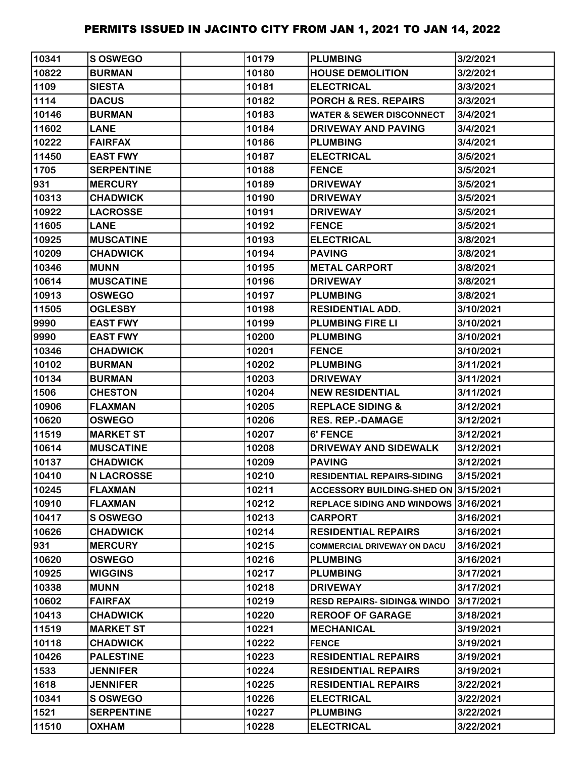| | | | | | |
|---|---|---|---|---|---|
| 10341 | S OSWEGO | | 10179 | PLUMBING | 3/2/2021 |
| 10822 | BURMAN | | 10180 | HOUSE DEMOLITION | 3/2/2021 |
| 1109 | SIESTA | | 10181 | ELECTRICAL | 3/3/2021 |
| 1114 | DACUS | | 10182 | PORCH & RES. REPAIRS | 3/3/2021 |
| 10146 | BURMAN | | 10183 | WATER & SEWER DISCONNECT | 3/4/2021 |
| 11602 | LANE | | 10184 | DRIVEWAY AND PAVING | 3/4/2021 |
| 10222 | FAIRFAX | | 10186 | PLUMBING | 3/4/2021 |
| 11450 | EAST FWY | | 10187 | ELECTRICAL | 3/5/2021 |
| 1705 | SERPENTINE | | 10188 | FENCE | 3/5/2021 |
| 931 | MERCURY | | 10189 | DRIVEWAY | 3/5/2021 |
| 10313 | CHADWICK | | 10190 | DRIVEWAY | 3/5/2021 |
| 10922 | LACROSSE | | 10191 | DRIVEWAY | 3/5/2021 |
| 11605 | LANE | | 10192 | FENCE | 3/5/2021 |
| 10925 | MUSCATINE | | 10193 | ELECTRICAL | 3/8/2021 |
| 10209 | CHADWICK | | 10194 | PAVING | 3/8/2021 |
| 10346 | MUNN | | 10195 | METAL CARPORT | 3/8/2021 |
| 10614 | MUSCATINE | | 10196 | DRIVEWAY | 3/8/2021 |
| 10913 | OSWEGO | | 10197 | PLUMBING | 3/8/2021 |
| 11505 | OGLESBY | | 10198 | RESIDENTIAL ADD. | 3/10/2021 |
| 9990 | EAST FWY | | 10199 | PLUMBING FIRE LI | 3/10/2021 |
| 9990 | EAST FWY | | 10200 | PLUMBING | 3/10/2021 |
| 10346 | CHADWICK | | 10201 | FENCE | 3/10/2021 |
| 10102 | BURMAN | | 10202 | PLUMBING | 3/11/2021 |
| 10134 | BURMAN | | 10203 | DRIVEWAY | 3/11/2021 |
| 1506 | CHESTON | | 10204 | NEW RESIDENTIAL | 3/11/2021 |
| 10906 | FLAXMAN | | 10205 | REPLACE SIDING & | 3/12/2021 |
| 10620 | OSWEGO | | 10206 | RES. REP.-DAMAGE | 3/12/2021 |
| 11519 | MARKET ST | | 10207 | 6' FENCE | 3/12/2021 |
| 10614 | MUSCATINE | | 10208 | DRIVEWAY AND SIDEWALK | 3/12/2021 |
| 10137 | CHADWICK | | 10209 | PAVING | 3/12/2021 |
| 10410 | N LACROSSE | | 10210 | RESIDENTIAL REPAIRS-SIDING | 3/15/2021 |
| 10245 | FLAXMAN | | 10211 | ACCESSORY BUILDING-SHED ON | 3/15/2021 |
| 10910 | FLAXMAN | | 10212 | REPLACE SIDING AND WINDOWS | 3/16/2021 |
| 10417 | S OSWEGO | | 10213 | CARPORT | 3/16/2021 |
| 10626 | CHADWICK | | 10214 | RESIDENTIAL REPAIRS | 3/16/2021 |
| 931 | MERCURY | | 10215 | COMMERCIAL DRIVEWAY ON DACU | 3/16/2021 |
| 10620 | OSWEGO | | 10216 | PLUMBING | 3/16/2021 |
| 10925 | WIGGINS | | 10217 | PLUMBING | 3/17/2021 |
| 10338 | MUNN | | 10218 | DRIVEWAY | 3/17/2021 |
| 10602 | FAIRFAX | | 10219 | RESD REPAIRS- SIDING& WINDO | 3/17/2021 |
| 10413 | CHADWICK | | 10220 | REROOF OF GARAGE | 3/18/2021 |
| 11519 | MARKET ST | | 10221 | MECHANICAL | 3/19/2021 |
| 10118 | CHADWICK | | 10222 | FENCE | 3/19/2021 |
| 10426 | PALESTINE | | 10223 | RESIDENTIAL REPAIRS | 3/19/2021 |
| 1533 | JENNIFER | | 10224 | RESIDENTIAL REPAIRS | 3/19/2021 |
| 1618 | JENNIFER | | 10225 | RESIDENTIAL REPAIRS | 3/22/2021 |
| 10341 | S OSWEGO | | 10226 | ELECTRICAL | 3/22/2021 |
| 1521 | SERPENTINE | | 10227 | PLUMBING | 3/22/2021 |
| 11510 | OXHAM | | 10228 | ELECTRICAL | 3/22/2021 |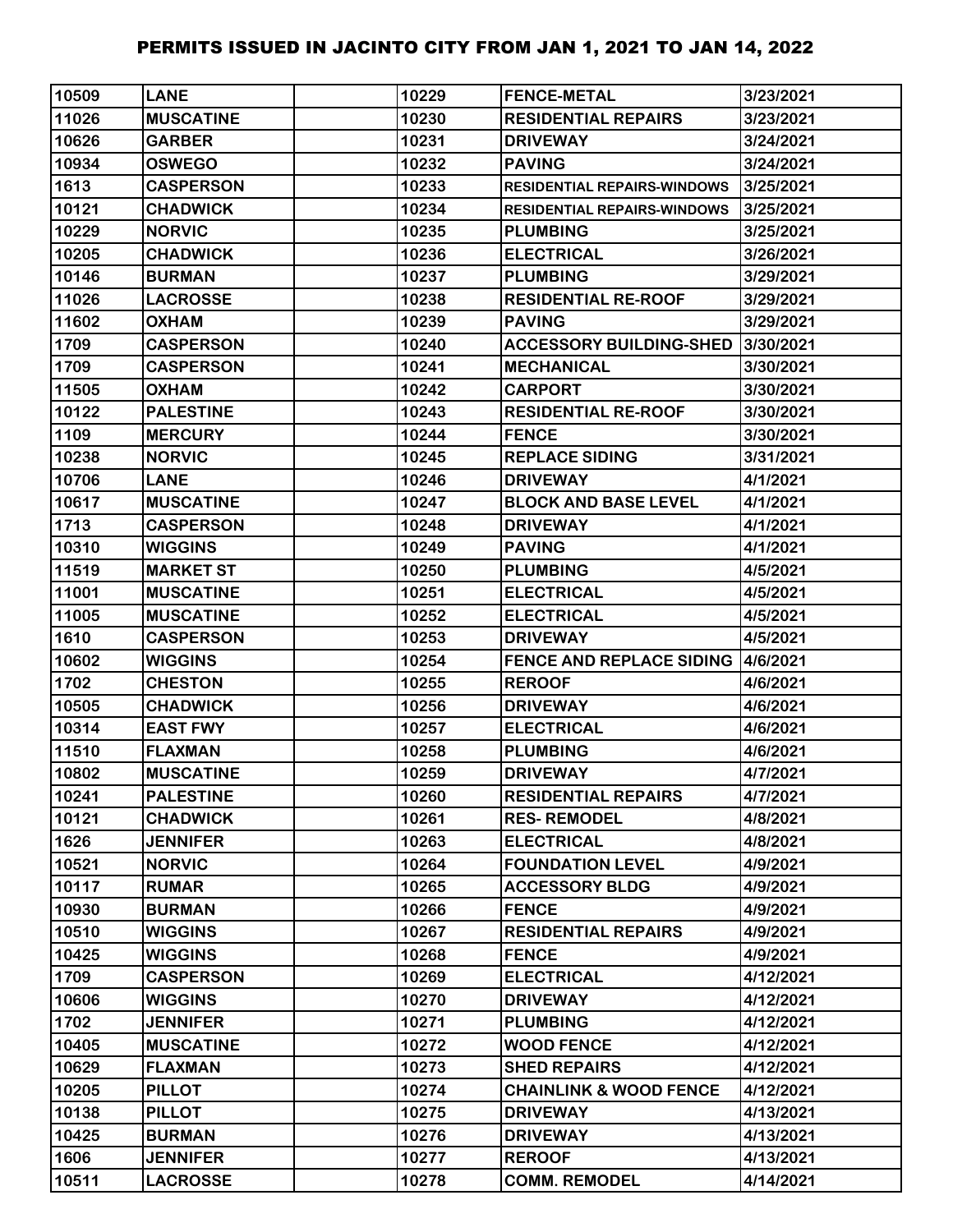# PERMITS ISSUED IN JACINTO CITY FROM JAN 1, 2021 TO JAN 14, 2022

| | | | | | |
|---|---|---|---|---|---|
| 10509 | LANE | | 10229 | FENCE-METAL | 3/23/2021 |
| 11026 | MUSCATINE | | 10230 | RESIDENTIAL REPAIRS | 3/23/2021 |
| 10626 | GARBER | | 10231 | DRIVEWAY | 3/24/2021 |
| 10934 | OSWEGO | | 10232 | PAVING | 3/24/2021 |
| 1613 | CASPERSON | | 10233 | RESIDENTIAL REPAIRS-WINDOWS | 3/25/2021 |
| 10121 | CHADWICK | | 10234 | RESIDENTIAL REPAIRS-WINDOWS | 3/25/2021 |
| 10229 | NORVIC | | 10235 | PLUMBING | 3/25/2021 |
| 10205 | CHADWICK | | 10236 | ELECTRICAL | 3/26/2021 |
| 10146 | BURMAN | | 10237 | PLUMBING | 3/29/2021 |
| 11026 | LACROSSE | | 10238 | RESIDENTIAL RE-ROOF | 3/29/2021 |
| 11602 | OXHAM | | 10239 | PAVING | 3/29/2021 |
| 1709 | CASPERSON | | 10240 | ACCESSORY BUILDING-SHED | 3/30/2021 |
| 1709 | CASPERSON | | 10241 | MECHANICAL | 3/30/2021 |
| 11505 | OXHAM | | 10242 | CARPORT | 3/30/2021 |
| 10122 | PALESTINE | | 10243 | RESIDENTIAL RE-ROOF | 3/30/2021 |
| 1109 | MERCURY | | 10244 | FENCE | 3/30/2021 |
| 10238 | NORVIC | | 10245 | REPLACE SIDING | 3/31/2021 |
| 10706 | LANE | | 10246 | DRIVEWAY | 4/1/2021 |
| 10617 | MUSCATINE | | 10247 | BLOCK AND BASE LEVEL | 4/1/2021 |
| 1713 | CASPERSON | | 10248 | DRIVEWAY | 4/1/2021 |
| 10310 | WIGGINS | | 10249 | PAVING | 4/1/2021 |
| 11519 | MARKET ST | | 10250 | PLUMBING | 4/5/2021 |
| 11001 | MUSCATINE | | 10251 | ELECTRICAL | 4/5/2021 |
| 11005 | MUSCATINE | | 10252 | ELECTRICAL | 4/5/2021 |
| 1610 | CASPERSON | | 10253 | DRIVEWAY | 4/5/2021 |
| 10602 | WIGGINS | | 10254 | FENCE AND REPLACE SIDING | 4/6/2021 |
| 1702 | CHESTON | | 10255 | REROOF | 4/6/2021 |
| 10505 | CHADWICK | | 10256 | DRIVEWAY | 4/6/2021 |
| 10314 | EAST FWY | | 10257 | ELECTRICAL | 4/6/2021 |
| 11510 | FLAXMAN | | 10258 | PLUMBING | 4/6/2021 |
| 10802 | MUSCATINE | | 10259 | DRIVEWAY | 4/7/2021 |
| 10241 | PALESTINE | | 10260 | RESIDENTIAL REPAIRS | 4/7/2021 |
| 10121 | CHADWICK | | 10261 | RES- REMODEL | 4/8/2021 |
| 1626 | JENNIFER | | 10263 | ELECTRICAL | 4/8/2021 |
| 10521 | NORVIC | | 10264 | FOUNDATION LEVEL | 4/9/2021 |
| 10117 | RUMAR | | 10265 | ACCESSORY BLDG | 4/9/2021 |
| 10930 | BURMAN | | 10266 | FENCE | 4/9/2021 |
| 10510 | WIGGINS | | 10267 | RESIDENTIAL REPAIRS | 4/9/2021 |
| 10425 | WIGGINS | | 10268 | FENCE | 4/9/2021 |
| 1709 | CASPERSON | | 10269 | ELECTRICAL | 4/12/2021 |
| 10606 | WIGGINS | | 10270 | DRIVEWAY | 4/12/2021 |
| 1702 | JENNIFER | | 10271 | PLUMBING | 4/12/2021 |
| 10405 | MUSCATINE | | 10272 | WOOD FENCE | 4/12/2021 |
| 10629 | FLAXMAN | | 10273 | SHED REPAIRS | 4/12/2021 |
| 10205 | PILLOT | | 10274 | CHAINLINK & WOOD FENCE | 4/12/2021 |
| 10138 | PILLOT | | 10275 | DRIVEWAY | 4/13/2021 |
| 10425 | BURMAN | | 10276 | DRIVEWAY | 4/13/2021 |
| 1606 | JENNIFER | | 10277 | REROOF | 4/13/2021 |
| 10511 | LACROSSE | | 10278 | COMM. REMODEL | 4/14/2021 |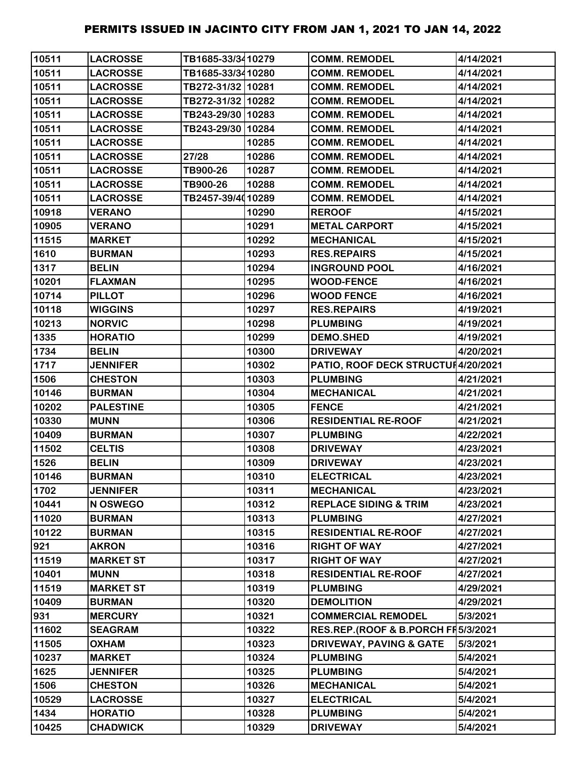# PERMITS ISSUED IN JACINTO CITY FROM JAN 1, 2021 TO JAN 14, 2022

| | | | | | |
|---|---|---|---|---|---|
| 10511 | LACROSSE | TB1685-33/34 | 10279 | COMM. REMODEL | 4/14/2021 |
| 10511 | LACROSSE | TB1685-33/34 | 10280 | COMM. REMODEL | 4/14/2021 |
| 10511 | LACROSSE | TB272-31/32 | 10281 | COMM. REMODEL | 4/14/2021 |
| 10511 | LACROSSE | TB272-31/32 | 10282 | COMM. REMODEL | 4/14/2021 |
| 10511 | LACROSSE | TB243-29/30 | 10283 | COMM. REMODEL | 4/14/2021 |
| 10511 | LACROSSE | TB243-29/30 | 10284 | COMM. REMODEL | 4/14/2021 |
| 10511 | LACROSSE | | 10285 | COMM. REMODEL | 4/14/2021 |
| 10511 | LACROSSE | 27/28 | 10286 | COMM. REMODEL | 4/14/2021 |
| 10511 | LACROSSE | TB900-26 | 10287 | COMM. REMODEL | 4/14/2021 |
| 10511 | LACROSSE | TB900-26 | 10288 | COMM. REMODEL | 4/14/2021 |
| 10511 | LACROSSE | TB2457-39/40 | 10289 | COMM. REMODEL | 4/14/2021 |
| 10918 | VERANO | | 10290 | REROOF | 4/15/2021 |
| 10905 | VERANO | | 10291 | METAL CARPORT | 4/15/2021 |
| 11515 | MARKET | | 10292 | MECHANICAL | 4/15/2021 |
| 1610 | BURMAN | | 10293 | RES.REPAIRS | 4/15/2021 |
| 1317 | BELIN | | 10294 | INGROUND POOL | 4/16/2021 |
| 10201 | FLAXMAN | | 10295 | WOOD-FENCE | 4/16/2021 |
| 10714 | PILLOT | | 10296 | WOOD FENCE | 4/16/2021 |
| 10118 | WIGGINS | | 10297 | RES.REPAIRS | 4/19/2021 |
| 10213 | NORVIC | | 10298 | PLUMBING | 4/19/2021 |
| 1335 | HORATIO | | 10299 | DEMO.SHED | 4/19/2021 |
| 1734 | BELIN | | 10300 | DRIVEWAY | 4/20/2021 |
| 1717 | JENNIFER | | 10302 | PATIO, ROOF DECK STRUCTUR | 4/20/2021 |
| 1506 | CHESTON | | 10303 | PLUMBING | 4/21/2021 |
| 10146 | BURMAN | | 10304 | MECHANICAL | 4/21/2021 |
| 10202 | PALESTINE | | 10305 | FENCE | 4/21/2021 |
| 10330 | MUNN | | 10306 | RESIDENTIAL RE-ROOF | 4/21/2021 |
| 10409 | BURMAN | | 10307 | PLUMBING | 4/22/2021 |
| 11502 | CELTIS | | 10308 | DRIVEWAY | 4/23/2021 |
| 1526 | BELIN | | 10309 | DRIVEWAY | 4/23/2021 |
| 10146 | BURMAN | | 10310 | ELECTRICAL | 4/23/2021 |
| 1702 | JENNIFER | | 10311 | MECHANICAL | 4/23/2021 |
| 10441 | N OSWEGO | | 10312 | REPLACE SIDING & TRIM | 4/23/2021 |
| 11020 | BURMAN | | 10313 | PLUMBING | 4/27/2021 |
| 10122 | BURMAN | | 10315 | RESIDENTIAL RE-ROOF | 4/27/2021 |
| 921 | AKRON | | 10316 | RIGHT OF WAY | 4/27/2021 |
| 11519 | MARKET ST | | 10317 | RIGHT OF WAY | 4/27/2021 |
| 10401 | MUNN | | 10318 | RESIDENTIAL RE-ROOF | 4/27/2021 |
| 11519 | MARKET ST | | 10319 | PLUMBING | 4/29/2021 |
| 10409 | BURMAN | | 10320 | DEMOLITION | 4/29/2021 |
| 931 | MERCURY | | 10321 | COMMERCIAL REMODEL | 5/3/2021 |
| 11602 | SEAGRAM | | 10322 | RES.REP.(ROOF & B.PORCH FR | 5/3/2021 |
| 11505 | OXHAM | | 10323 | DRIVEWAY, PAVING & GATE | 5/3/2021 |
| 10237 | MARKET | | 10324 | PLUMBING | 5/4/2021 |
| 1625 | JENNIFER | | 10325 | PLUMBING | 5/4/2021 |
| 1506 | CHESTON | | 10326 | MECHANICAL | 5/4/2021 |
| 10529 | LACROSSE | | 10327 | ELECTRICAL | 5/4/2021 |
| 1434 | HORATIO | | 10328 | PLUMBING | 5/4/2021 |
| 10425 | CHADWICK | | 10329 | DRIVEWAY | 5/4/2021 |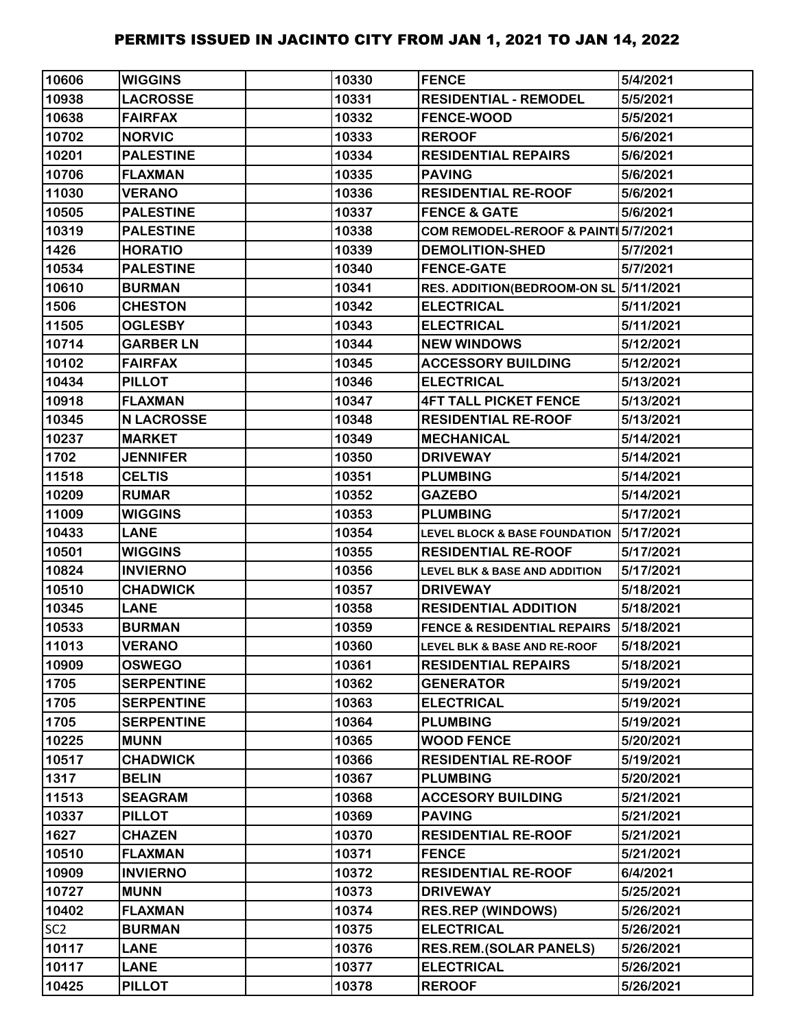# PERMITS ISSUED IN JACINTO CITY FROM JAN 1, 2021 TO JAN 14, 2022

| | | | | | |
|---|---|---|---|---|---|
| 10606 | WIGGINS | | 10330 | FENCE | 5/4/2021 |
| 10938 | LACROSSE | | 10331 | RESIDENTIAL - REMODEL | 5/5/2021 |
| 10638 | FAIRFAX | | 10332 | FENCE-WOOD | 5/5/2021 |
| 10702 | NORVIC | | 10333 | REROOF | 5/6/2021 |
| 10201 | PALESTINE | | 10334 | RESIDENTIAL REPAIRS | 5/6/2021 |
| 10706 | FLAXMAN | | 10335 | PAVING | 5/6/2021 |
| 11030 | VERANO | | 10336 | RESIDENTIAL RE-ROOF | 5/6/2021 |
| 10505 | PALESTINE | | 10337 | FENCE & GATE | 5/6/2021 |
| 10319 | PALESTINE | | 10338 | COM REMODEL-REROOF & PAINTI | 5/7/2021 |
| 1426 | HORATIO | | 10339 | DEMOLITION-SHED | 5/7/2021 |
| 10534 | PALESTINE | | 10340 | FENCE-GATE | 5/7/2021 |
| 10610 | BURMAN | | 10341 | RES. ADDITION(BEDROOM-ON SL | 5/11/2021 |
| 1506 | CHESTON | | 10342 | ELECTRICAL | 5/11/2021 |
| 11505 | OGLESBY | | 10343 | ELECTRICAL | 5/11/2021 |
| 10714 | GARBER LN | | 10344 | NEW WINDOWS | 5/12/2021 |
| 10102 | FAIRFAX | | 10345 | ACCESSORY BUILDING | 5/12/2021 |
| 10434 | PILLOT | | 10346 | ELECTRICAL | 5/13/2021 |
| 10918 | FLAXMAN | | 10347 | 4FT TALL PICKET FENCE | 5/13/2021 |
| 10345 | N LACROSSE | | 10348 | RESIDENTIAL RE-ROOF | 5/13/2021 |
| 10237 | MARKET | | 10349 | MECHANICAL | 5/14/2021 |
| 1702 | JENNIFER | | 10350 | DRIVEWAY | 5/14/2021 |
| 11518 | CELTIS | | 10351 | PLUMBING | 5/14/2021 |
| 10209 | RUMAR | | 10352 | GAZEBO | 5/14/2021 |
| 11009 | WIGGINS | | 10353 | PLUMBING | 5/17/2021 |
| 10433 | LANE | | 10354 | LEVEL BLOCK & BASE FOUNDATION | 5/17/2021 |
| 10501 | WIGGINS | | 10355 | RESIDENTIAL RE-ROOF | 5/17/2021 |
| 10824 | INVIERNO | | 10356 | LEVEL BLK & BASE AND ADDITION | 5/17/2021 |
| 10510 | CHADWICK | | 10357 | DRIVEWAY | 5/18/2021 |
| 10345 | LANE | | 10358 | RESIDENTIAL ADDITION | 5/18/2021 |
| 10533 | BURMAN | | 10359 | FENCE & RESIDENTIAL REPAIRS | 5/18/2021 |
| 11013 | VERANO | | 10360 | LEVEL BLK & BASE AND RE-ROOF | 5/18/2021 |
| 10909 | OSWEGO | | 10361 | RESIDENTIAL REPAIRS | 5/18/2021 |
| 1705 | SERPENTINE | | 10362 | GENERATOR | 5/19/2021 |
| 1705 | SERPENTINE | | 10363 | ELECTRICAL | 5/19/2021 |
| 1705 | SERPENTINE | | 10364 | PLUMBING | 5/19/2021 |
| 10225 | MUNN | | 10365 | WOOD FENCE | 5/20/2021 |
| 10517 | CHADWICK | | 10366 | RESIDENTIAL RE-ROOF | 5/19/2021 |
| 1317 | BELIN | | 10367 | PLUMBING | 5/20/2021 |
| 11513 | SEAGRAM | | 10368 | ACCESORY BUILDING | 5/21/2021 |
| 10337 | PILLOT | | 10369 | PAVING | 5/21/2021 |
| 1627 | CHAZEN | | 10370 | RESIDENTIAL RE-ROOF | 5/21/2021 |
| 10510 | FLAXMAN | | 10371 | FENCE | 5/21/2021 |
| 10909 | INVIERNO | | 10372 | RESIDENTIAL RE-ROOF | 6/4/2021 |
| 10727 | MUNN | | 10373 | DRIVEWAY | 5/25/2021 |
| 10402 | FLAXMAN | | 10374 | RES.REP (WINDOWS) | 5/26/2021 |
| SC2 | BURMAN | | 10375 | ELECTRICAL | 5/26/2021 |
| 10117 | LANE | | 10376 | RES.REM.(SOLAR PANELS) | 5/26/2021 |
| 10117 | LANE | | 10377 | ELECTRICAL | 5/26/2021 |
| 10425 | PILLOT | | 10378 | REROOF | 5/26/2021 |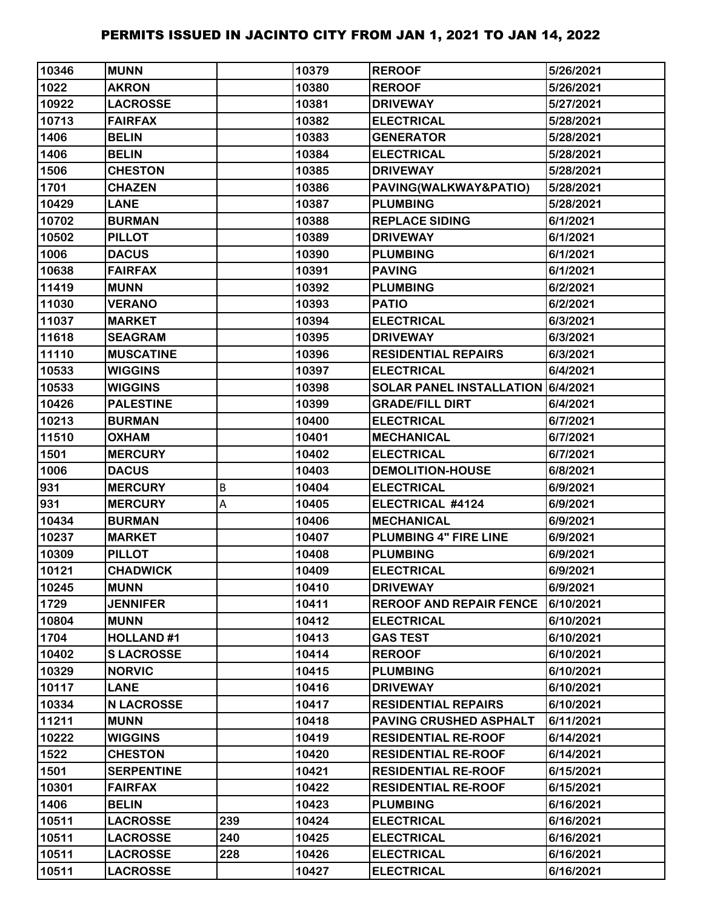# PERMITS ISSUED IN JACINTO CITY FROM JAN 1, 2021 TO JAN 14, 2022

| | | | | | |
|---|---|---|---|---|---|
| 10346 | MUNN | | 10379 | REROOF | 5/26/2021 |
| 1022 | AKRON | | 10380 | REROOF | 5/26/2021 |
| 10922 | LACROSSE | | 10381 | DRIVEWAY | 5/27/2021 |
| 10713 | FAIRFAX | | 10382 | ELECTRICAL | 5/28/2021 |
| 1406 | BELIN | | 10383 | GENERATOR | 5/28/2021 |
| 1406 | BELIN | | 10384 | ELECTRICAL | 5/28/2021 |
| 1506 | CHESTON | | 10385 | DRIVEWAY | 5/28/2021 |
| 1701 | CHAZEN | | 10386 | PAVING(WALKWAY&PATIO) | 5/28/2021 |
| 10429 | LANE | | 10387 | PLUMBING | 5/28/2021 |
| 10702 | BURMAN | | 10388 | REPLACE SIDING | 6/1/2021 |
| 10502 | PILLOT | | 10389 | DRIVEWAY | 6/1/2021 |
| 1006 | DACUS | | 10390 | PLUMBING | 6/1/2021 |
| 10638 | FAIRFAX | | 10391 | PAVING | 6/1/2021 |
| 11419 | MUNN | | 10392 | PLUMBING | 6/2/2021 |
| 11030 | VERANO | | 10393 | PATIO | 6/2/2021 |
| 11037 | MARKET | | 10394 | ELECTRICAL | 6/3/2021 |
| 11618 | SEAGRAM | | 10395 | DRIVEWAY | 6/3/2021 |
| 11110 | MUSCATINE | | 10396 | RESIDENTIAL REPAIRS | 6/3/2021 |
| 10533 | WIGGINS | | 10397 | ELECTRICAL | 6/4/2021 |
| 10533 | WIGGINS | | 10398 | SOLAR PANEL INSTALLATION | 6/4/2021 |
| 10426 | PALESTINE | | 10399 | GRADE/FILL DIRT | 6/4/2021 |
| 10213 | BURMAN | | 10400 | ELECTRICAL | 6/7/2021 |
| 11510 | OXHAM | | 10401 | MECHANICAL | 6/7/2021 |
| 1501 | MERCURY | | 10402 | ELECTRICAL | 6/7/2021 |
| 1006 | DACUS | | 10403 | DEMOLITION-HOUSE | 6/8/2021 |
| 931 | MERCURY | B | 10404 | ELECTRICAL | 6/9/2021 |
| 931 | MERCURY | A | 10405 | ELECTRICAL #4124 | 6/9/2021 |
| 10434 | BURMAN | | 10406 | MECHANICAL | 6/9/2021 |
| 10237 | MARKET | | 10407 | PLUMBING 4" FIRE LINE | 6/9/2021 |
| 10309 | PILLOT | | 10408 | PLUMBING | 6/9/2021 |
| 10121 | CHADWICK | | 10409 | ELECTRICAL | 6/9/2021 |
| 10245 | MUNN | | 10410 | DRIVEWAY | 6/9/2021 |
| 1729 | JENNIFER | | 10411 | REROOF AND REPAIR FENCE | 6/10/2021 |
| 10804 | MUNN | | 10412 | ELECTRICAL | 6/10/2021 |
| 1704 | HOLLAND #1 | | 10413 | GAS TEST | 6/10/2021 |
| 10402 | S LACROSSE | | 10414 | REROOF | 6/10/2021 |
| 10329 | NORVIC | | 10415 | PLUMBING | 6/10/2021 |
| 10117 | LANE | | 10416 | DRIVEWAY | 6/10/2021 |
| 10334 | N LACROSSE | | 10417 | RESIDENTIAL REPAIRS | 6/10/2021 |
| 11211 | MUNN | | 10418 | PAVING CRUSHED ASPHALT | 6/11/2021 |
| 10222 | WIGGINS | | 10419 | RESIDENTIAL RE-ROOF | 6/14/2021 |
| 1522 | CHESTON | | 10420 | RESIDENTIAL RE-ROOF | 6/14/2021 |
| 1501 | SERPENTINE | | 10421 | RESIDENTIAL RE-ROOF | 6/15/2021 |
| 10301 | FAIRFAX | | 10422 | RESIDENTIAL RE-ROOF | 6/15/2021 |
| 1406 | BELIN | | 10423 | PLUMBING | 6/16/2021 |
| 10511 | LACROSSE | 239 | 10424 | ELECTRICAL | 6/16/2021 |
| 10511 | LACROSSE | 240 | 10425 | ELECTRICAL | 6/16/2021 |
| 10511 | LACROSSE | 228 | 10426 | ELECTRICAL | 6/16/2021 |
| 10511 | LACROSSE | | 10427 | ELECTRICAL | 6/16/2021 |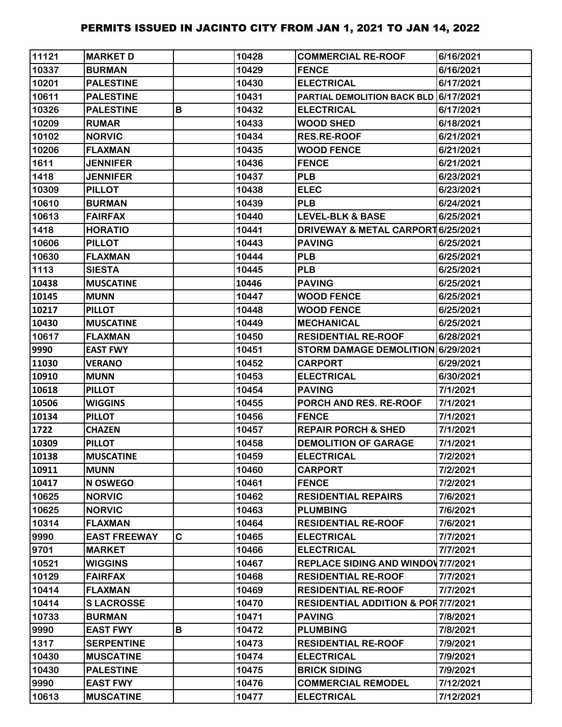# PERMITS ISSUED IN JACINTO CITY FROM JAN 1, 2021 TO JAN 14, 2022

| | | | | | |
|---|---|---|---|---|---|
| 11121 | MARKET D | | 10428 | COMMERCIAL RE-ROOF | 6/16/2021 |
| 10337 | BURMAN | | 10429 | FENCE | 6/16/2021 |
| 10201 | PALESTINE | | 10430 | ELECTRICAL | 6/17/2021 |
| 10611 | PALESTINE | | 10431 | PARTIAL DEMOLITION BACK BLD | 6/17/2021 |
| 10326 | PALESTINE | B | 10432 | ELECTRICAL | 6/17/2021 |
| 10209 | RUMAR | | 10433 | WOOD SHED | 6/18/2021 |
| 10102 | NORVIC | | 10434 | RES.RE-ROOF | 6/21/2021 |
| 10206 | FLAXMAN | | 10435 | WOOD FENCE | 6/21/2021 |
| 1611 | JENNIFER | | 10436 | FENCE | 6/21/2021 |
| 1418 | JENNIFER | | 10437 | PLB | 6/23/2021 |
| 10309 | PILLOT | | 10438 | ELEC | 6/23/2021 |
| 10610 | BURMAN | | 10439 | PLB | 6/24/2021 |
| 10613 | FAIRFAX | | 10440 | LEVEL-BLK & BASE | 6/25/2021 |
| 1418 | HORATIO | | 10441 | DRIVEWAY & METAL CARPORT | 6/25/2021 |
| 10606 | PILLOT | | 10443 | PAVING | 6/25/2021 |
| 10630 | FLAXMAN | | 10444 | PLB | 6/25/2021 |
| 1113 | SIESTA | | 10445 | PLB | 6/25/2021 |
| 10438 | MUSCATINE | | 10446 | PAVING | 6/25/2021 |
| 10145 | MUNN | | 10447 | WOOD FENCE | 6/25/2021 |
| 10217 | PILLOT | | 10448 | WOOD FENCE | 6/25/2021 |
| 10430 | MUSCATINE | | 10449 | MECHANICAL | 6/25/2021 |
| 10617 | FLAXMAN | | 10450 | RESIDENTIAL RE-ROOF | 6/28/2021 |
| 9990 | EAST FWY | | 10451 | STORM DAMAGE DEMOLITION | 6/29/2021 |
| 11030 | VERANO | | 10452 | CARPORT | 6/29/2021 |
| 10910 | MUNN | | 10453 | ELECTRICAL | 6/30/2021 |
| 10618 | PILLOT | | 10454 | PAVING | 7/1/2021 |
| 10506 | WIGGINS | | 10455 | PORCH AND RES. RE-ROOF | 7/1/2021 |
| 10134 | PILLOT | | 10456 | FENCE | 7/1/2021 |
| 1722 | CHAZEN | | 10457 | REPAIR PORCH & SHED | 7/1/2021 |
| 10309 | PILLOT | | 10458 | DEMOLITION OF GARAGE | 7/1/2021 |
| 10138 | MUSCATINE | | 10459 | ELECTRICAL | 7/2/2021 |
| 10911 | MUNN | | 10460 | CARPORT | 7/2/2021 |
| 10417 | N OSWEGO | | 10461 | FENCE | 7/2/2021 |
| 10625 | NORVIC | | 10462 | RESIDENTIAL REPAIRS | 7/6/2021 |
| 10625 | NORVIC | | 10463 | PLUMBING | 7/6/2021 |
| 10314 | FLAXMAN | | 10464 | RESIDENTIAL RE-ROOF | 7/6/2021 |
| 9990 | EAST FREEWAY | C | 10465 | ELECTRICAL | 7/7/2021 |
| 9701 | MARKET | | 10466 | ELECTRICAL | 7/7/2021 |
| 10521 | WIGGINS | | 10467 | REPLACE SIDING AND WINDOW | 7/7/2021 |
| 10129 | FAIRFAX | | 10468 | RESIDENTIAL RE-ROOF | 7/7/2021 |
| 10414 | FLAXMAN | | 10469 | RESIDENTIAL RE-ROOF | 7/7/2021 |
| 10414 | S LACROSSE | | 10470 | RESIDENTIAL ADDITION & POR | 7/7/2021 |
| 10733 | BURMAN | | 10471 | PAVING | 7/8/2021 |
| 9990 | EAST FWY | B | 10472 | PLUMBING | 7/8/2021 |
| 1317 | SERPENTINE | | 10473 | RESIDENTIAL RE-ROOF | 7/9/2021 |
| 10430 | MUSCATINE | | 10474 | ELECTRICAL | 7/9/2021 |
| 10430 | PALESTINE | | 10475 | BRICK SIDING | 7/9/2021 |
| 9990 | EAST FWY | | 10476 | COMMERCIAL REMODEL | 7/12/2021 |
| 10613 | MUSCATINE | | 10477 | ELECTRICAL | 7/12/2021 |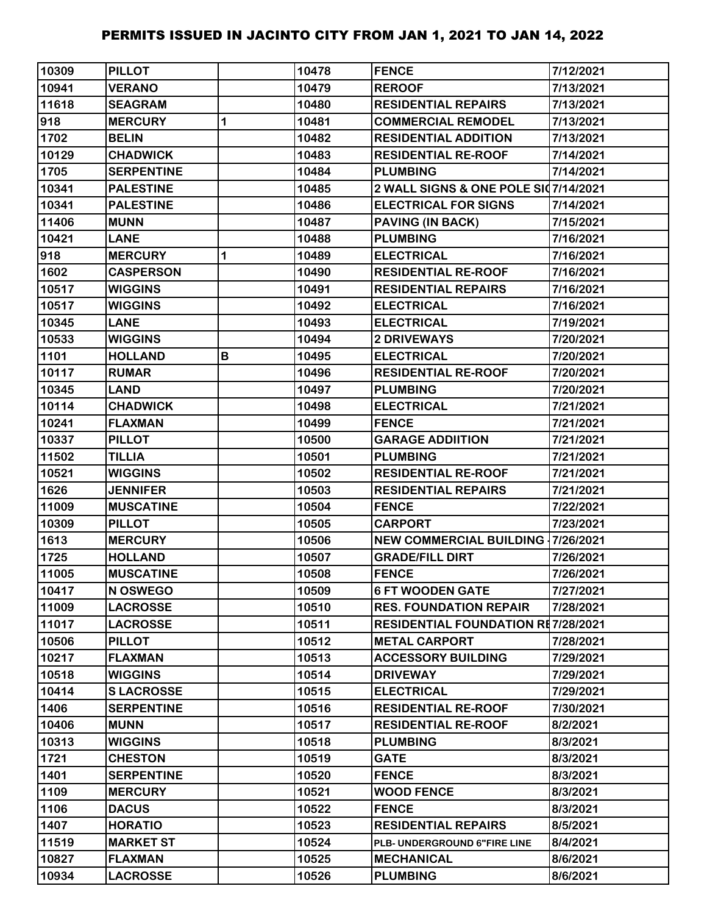# PERMITS ISSUED IN JACINTO CITY FROM JAN 1, 2021 TO JAN 14, 2022

| | | | | | |
|---|---|---|---|---|---|
| 10309 | PILLOT | | 10478 | FENCE | 7/12/2021 |
| 10941 | VERANO | | 10479 | REROOF | 7/13/2021 |
| 11618 | SEAGRAM | | 10480 | RESIDENTIAL REPAIRS | 7/13/2021 |
| 918 | MERCURY | 1 | 10481 | COMMERCIAL REMODEL | 7/13/2021 |
| 1702 | BELIN | | 10482 | RESIDENTIAL ADDITION | 7/13/2021 |
| 10129 | CHADWICK | | 10483 | RESIDENTIAL RE-ROOF | 7/14/2021 |
| 1705 | SERPENTINE | | 10484 | PLUMBING | 7/14/2021 |
| 10341 | PALESTINE | | 10485 | 2 WALL SIGNS & ONE POLE SIG | 7/14/2021 |
| 10341 | PALESTINE | | 10486 | ELECTRICAL FOR SIGNS | 7/14/2021 |
| 11406 | MUNN | | 10487 | PAVING (IN BACK) | 7/15/2021 |
| 10421 | LANE | | 10488 | PLUMBING | 7/16/2021 |
| 918 | MERCURY | 1 | 10489 | ELECTRICAL | 7/16/2021 |
| 1602 | CASPERSON | | 10490 | RESIDENTIAL RE-ROOF | 7/16/2021 |
| 10517 | WIGGINS | | 10491 | RESIDENTIAL REPAIRS | 7/16/2021 |
| 10517 | WIGGINS | | 10492 | ELECTRICAL | 7/16/2021 |
| 10345 | LANE | | 10493 | ELECTRICAL | 7/19/2021 |
| 10533 | WIGGINS | | 10494 | 2 DRIVEWAYS | 7/20/2021 |
| 1101 | HOLLAND | B | 10495 | ELECTRICAL | 7/20/2021 |
| 10117 | RUMAR | | 10496 | RESIDENTIAL RE-ROOF | 7/20/2021 |
| 10345 | LAND | | 10497 | PLUMBING | 7/20/2021 |
| 10114 | CHADWICK | | 10498 | ELECTRICAL | 7/21/2021 |
| 10241 | FLAXMAN | | 10499 | FENCE | 7/21/2021 |
| 10337 | PILLOT | | 10500 | GARAGE ADDIITION | 7/21/2021 |
| 11502 | TILLIA | | 10501 | PLUMBING | 7/21/2021 |
| 10521 | WIGGINS | | 10502 | RESIDENTIAL RE-ROOF | 7/21/2021 |
| 1626 | JENNIFER | | 10503 | RESIDENTIAL REPAIRS | 7/21/2021 |
| 11009 | MUSCATINE | | 10504 | FENCE | 7/22/2021 |
| 10309 | PILLOT | | 10505 | CARPORT | 7/23/2021 |
| 1613 | MERCURY | | 10506 | NEW COMMERCIAL BUILDING - | 7/26/2021 |
| 1725 | HOLLAND | | 10507 | GRADE/FILL DIRT | 7/26/2021 |
| 11005 | MUSCATINE | | 10508 | FENCE | 7/26/2021 |
| 10417 | N OSWEGO | | 10509 | 6 FT WOODEN GATE | 7/27/2021 |
| 11009 | LACROSSE | | 10510 | RES. FOUNDATION REPAIR | 7/28/2021 |
| 11017 | LACROSSE | | 10511 | RESIDENTIAL FOUNDATION RE | 7/28/2021 |
| 10506 | PILLOT | | 10512 | METAL CARPORT | 7/28/2021 |
| 10217 | FLAXMAN | | 10513 | ACCESSORY BUILDING | 7/29/2021 |
| 10518 | WIGGINS | | 10514 | DRIVEWAY | 7/29/2021 |
| 10414 | S LACROSSE | | 10515 | ELECTRICAL | 7/29/2021 |
| 1406 | SERPENTINE | | 10516 | RESIDENTIAL RE-ROOF | 7/30/2021 |
| 10406 | MUNN | | 10517 | RESIDENTIAL RE-ROOF | 8/2/2021 |
| 10313 | WIGGINS | | 10518 | PLUMBING | 8/3/2021 |
| 1721 | CHESTON | | 10519 | GATE | 8/3/2021 |
| 1401 | SERPENTINE | | 10520 | FENCE | 8/3/2021 |
| 1109 | MERCURY | | 10521 | WOOD FENCE | 8/3/2021 |
| 1106 | DACUS | | 10522 | FENCE | 8/3/2021 |
| 1407 | HORATIO | | 10523 | RESIDENTIAL REPAIRS | 8/5/2021 |
| 11519 | MARKET ST | | 10524 | PLB- UNDERGROUND 6"FIRE LINE | 8/4/2021 |
| 10827 | FLAXMAN | | 10525 | MECHANICAL | 8/6/2021 |
| 10934 | LACROSSE | | 10526 | PLUMBING | 8/6/2021 |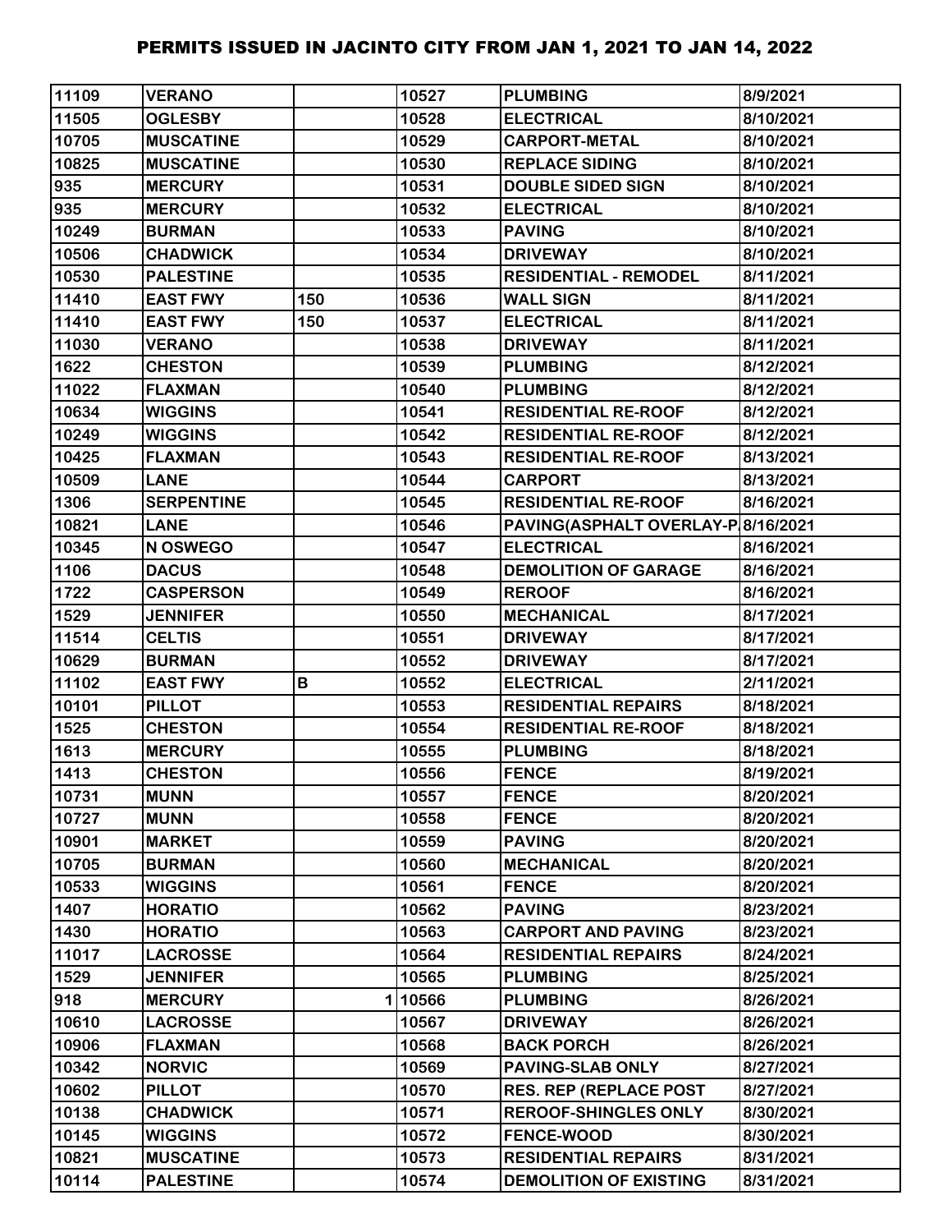# PERMITS ISSUED IN JACINTO CITY FROM JAN 1, 2021 TO JAN 14, 2022

| | | | | | |
|---|---|---|---|---|---|
| 11109 | VERANO | | 10527 | PLUMBING | 8/9/2021 |
| 11505 | OGLESBY | | 10528 | ELECTRICAL | 8/10/2021 |
| 10705 | MUSCATINE | | 10529 | CARPORT-METAL | 8/10/2021 |
| 10825 | MUSCATINE | | 10530 | REPLACE SIDING | 8/10/2021 |
| 935 | MERCURY | | 10531 | DOUBLE SIDED SIGN | 8/10/2021 |
| 935 | MERCURY | | 10532 | ELECTRICAL | 8/10/2021 |
| 10249 | BURMAN | | 10533 | PAVING | 8/10/2021 |
| 10506 | CHADWICK | | 10534 | DRIVEWAY | 8/10/2021 |
| 10530 | PALESTINE | | 10535 | RESIDENTIAL - REMODEL | 8/11/2021 |
| 11410 | EAST FWY | 150 | 10536 | WALL SIGN | 8/11/2021 |
| 11410 | EAST FWY | 150 | 10537 | ELECTRICAL | 8/11/2021 |
| 11030 | VERANO | | 10538 | DRIVEWAY | 8/11/2021 |
| 1622 | CHESTON | | 10539 | PLUMBING | 8/12/2021 |
| 11022 | FLAXMAN | | 10540 | PLUMBING | 8/12/2021 |
| 10634 | WIGGINS | | 10541 | RESIDENTIAL RE-ROOF | 8/12/2021 |
| 10249 | WIGGINS | | 10542 | RESIDENTIAL RE-ROOF | 8/12/2021 |
| 10425 | FLAXMAN | | 10543 | RESIDENTIAL RE-ROOF | 8/13/2021 |
| 10509 | LANE | | 10544 | CARPORT | 8/13/2021 |
| 1306 | SERPENTINE | | 10545 | RESIDENTIAL RE-ROOF | 8/16/2021 |
| 10821 | LANE | | 10546 | PAVING(ASPHALT OVERLAY-P | 8/16/2021 |
| 10345 | N OSWEGO | | 10547 | ELECTRICAL | 8/16/2021 |
| 1106 | DACUS | | 10548 | DEMOLITION OF GARAGE | 8/16/2021 |
| 1722 | CASPERSON | | 10549 | REROOF | 8/16/2021 |
| 1529 | JENNIFER | | 10550 | MECHANICAL | 8/17/2021 |
| 11514 | CELTIS | | 10551 | DRIVEWAY | 8/17/2021 |
| 10629 | BURMAN | | 10552 | DRIVEWAY | 8/17/2021 |
| 11102 | EAST FWY | B | 10552 | ELECTRICAL | 2/11/2021 |
| 10101 | PILLOT | | 10553 | RESIDENTIAL REPAIRS | 8/18/2021 |
| 1525 | CHESTON | | 10554 | RESIDENTIAL RE-ROOF | 8/18/2021 |
| 1613 | MERCURY | | 10555 | PLUMBING | 8/18/2021 |
| 1413 | CHESTON | | 10556 | FENCE | 8/19/2021 |
| 10731 | MUNN | | 10557 | FENCE | 8/20/2021 |
| 10727 | MUNN | | 10558 | FENCE | 8/20/2021 |
| 10901 | MARKET | | 10559 | PAVING | 8/20/2021 |
| 10705 | BURMAN | | 10560 | MECHANICAL | 8/20/2021 |
| 10533 | WIGGINS | | 10561 | FENCE | 8/20/2021 |
| 1407 | HORATIO | | 10562 | PAVING | 8/23/2021 |
| 1430 | HORATIO | | 10563 | CARPORT AND PAVING | 8/23/2021 |
| 11017 | LACROSSE | | 10564 | RESIDENTIAL REPAIRS | 8/24/2021 |
| 1529 | JENNIFER | | 10565 | PLUMBING | 8/25/2021 |
| 918 | MERCURY | 1 | 10566 | PLUMBING | 8/26/2021 |
| 10610 | LACROSSE | | 10567 | DRIVEWAY | 8/26/2021 |
| 10906 | FLAXMAN | | 10568 | BACK PORCH | 8/26/2021 |
| 10342 | NORVIC | | 10569 | PAVING-SLAB ONLY | 8/27/2021 |
| 10602 | PILLOT | | 10570 | RES. REP (REPLACE POST | 8/27/2021 |
| 10138 | CHADWICK | | 10571 | REROOF-SHINGLES ONLY | 8/30/2021 |
| 10145 | WIGGINS | | 10572 | FENCE-WOOD | 8/30/2021 |
| 10821 | MUSCATINE | | 10573 | RESIDENTIAL REPAIRS | 8/31/2021 |
| 10114 | PALESTINE | | 10574 | DEMOLITION OF EXISTING | 8/31/2021 |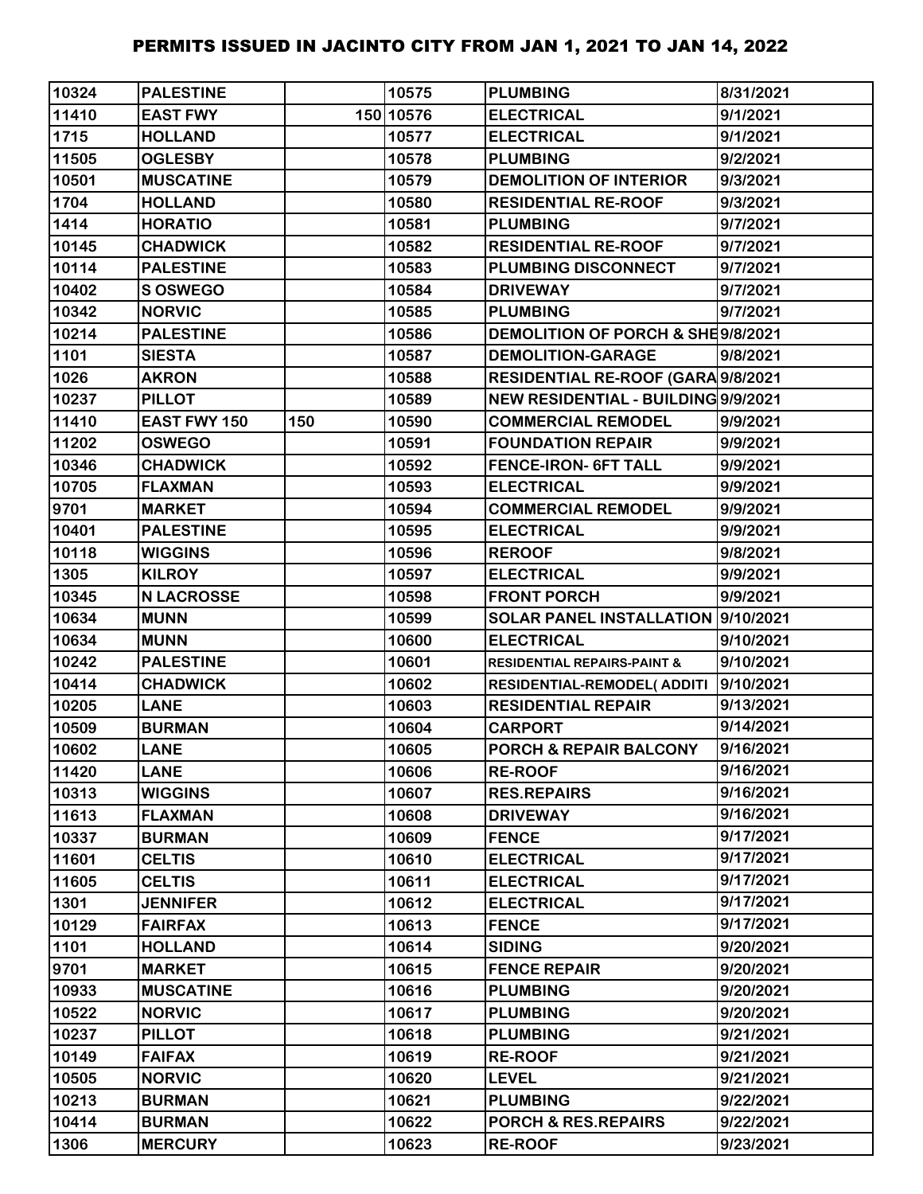# PERMITS ISSUED IN JACINTO CITY FROM JAN 1, 2021 TO JAN 14, 2022

| | | | | | |
|---|---|---|---|---|---|
| 10324 | PALESTINE | | 10575 | PLUMBING | 8/31/2021 |
| 11410 | EAST FWY | 150 | 10576 | ELECTRICAL | 9/1/2021 |
| 1715 | HOLLAND | | 10577 | ELECTRICAL | 9/1/2021 |
| 11505 | OGLESBY | | 10578 | PLUMBING | 9/2/2021 |
| 10501 | MUSCATINE | | 10579 | DEMOLITION OF INTERIOR | 9/3/2021 |
| 1704 | HOLLAND | | 10580 | RESIDENTIAL RE-ROOF | 9/3/2021 |
| 1414 | HORATIO | | 10581 | PLUMBING | 9/7/2021 |
| 10145 | CHADWICK | | 10582 | RESIDENTIAL RE-ROOF | 9/7/2021 |
| 10114 | PALESTINE | | 10583 | PLUMBING DISCONNECT | 9/7/2021 |
| 10402 | S OSWEGO | | 10584 | DRIVEWAY | 9/7/2021 |
| 10342 | NORVIC | | 10585 | PLUMBING | 9/7/2021 |
| 10214 | PALESTINE | | 10586 | DEMOLITION OF PORCH & SHE | 9/8/2021 |
| 1101 | SIESTA | | 10587 | DEMOLITION-GARAGE | 9/8/2021 |
| 1026 | AKRON | | 10588 | RESIDENTIAL RE-ROOF (GARA | 9/8/2021 |
| 10237 | PILLOT | | 10589 | NEW RESIDENTIAL - BUILDING | 9/9/2021 |
| 11410 | EAST FWY 150 | 150 | 10590 | COMMERCIAL REMODEL | 9/9/2021 |
| 11202 | OSWEGO | | 10591 | FOUNDATION REPAIR | 9/9/2021 |
| 10346 | CHADWICK | | 10592 | FENCE-IRON- 6FT TALL | 9/9/2021 |
| 10705 | FLAXMAN | | 10593 | ELECTRICAL | 9/9/2021 |
| 9701 | MARKET | | 10594 | COMMERCIAL REMODEL | 9/9/2021 |
| 10401 | PALESTINE | | 10595 | ELECTRICAL | 9/9/2021 |
| 10118 | WIGGINS | | 10596 | REROOF | 9/8/2021 |
| 1305 | KILROY | | 10597 | ELECTRICAL | 9/9/2021 |
| 10345 | N LACROSSE | | 10598 | FRONT PORCH | 9/9/2021 |
| 10634 | MUNN | | 10599 | SOLAR PANEL INSTALLATION | 9/10/2021 |
| 10634 | MUNN | | 10600 | ELECTRICAL | 9/10/2021 |
| 10242 | PALESTINE | | 10601 | RESIDENTIAL REPAIRS-PAINT & | 9/10/2021 |
| 10414 | CHADWICK | | 10602 | RESIDENTIAL-REMODEL( ADDITI | 9/10/2021 |
| 10205 | LANE | | 10603 | RESIDENTIAL REPAIR | 9/13/2021 |
| 10509 | BURMAN | | 10604 | CARPORT | 9/14/2021 |
| 10602 | LANE | | 10605 | PORCH & REPAIR BALCONY | 9/16/2021 |
| 11420 | LANE | | 10606 | RE-ROOF | 9/16/2021 |
| 10313 | WIGGINS | | 10607 | RES.REPAIRS | 9/16/2021 |
| 11613 | FLAXMAN | | 10608 | DRIVEWAY | 9/16/2021 |
| 10337 | BURMAN | | 10609 | FENCE | 9/17/2021 |
| 11601 | CELTIS | | 10610 | ELECTRICAL | 9/17/2021 |
| 11605 | CELTIS | | 10611 | ELECTRICAL | 9/17/2021 |
| 1301 | JENNIFER | | 10612 | ELECTRICAL | 9/17/2021 |
| 10129 | FAIRFAX | | 10613 | FENCE | 9/17/2021 |
| 1101 | HOLLAND | | 10614 | SIDING | 9/20/2021 |
| 9701 | MARKET | | 10615 | FENCE REPAIR | 9/20/2021 |
| 10933 | MUSCATINE | | 10616 | PLUMBING | 9/20/2021 |
| 10522 | NORVIC | | 10617 | PLUMBING | 9/20/2021 |
| 10237 | PILLOT | | 10618 | PLUMBING | 9/21/2021 |
| 10149 | FAIFAX | | 10619 | RE-ROOF | 9/21/2021 |
| 10505 | NORVIC | | 10620 | LEVEL | 9/21/2021 |
| 10213 | BURMAN | | 10621 | PLUMBING | 9/22/2021 |
| 10414 | BURMAN | | 10622 | PORCH & RES.REPAIRS | 9/22/2021 |
| 1306 | MERCURY | | 10623 | RE-ROOF | 9/23/2021 |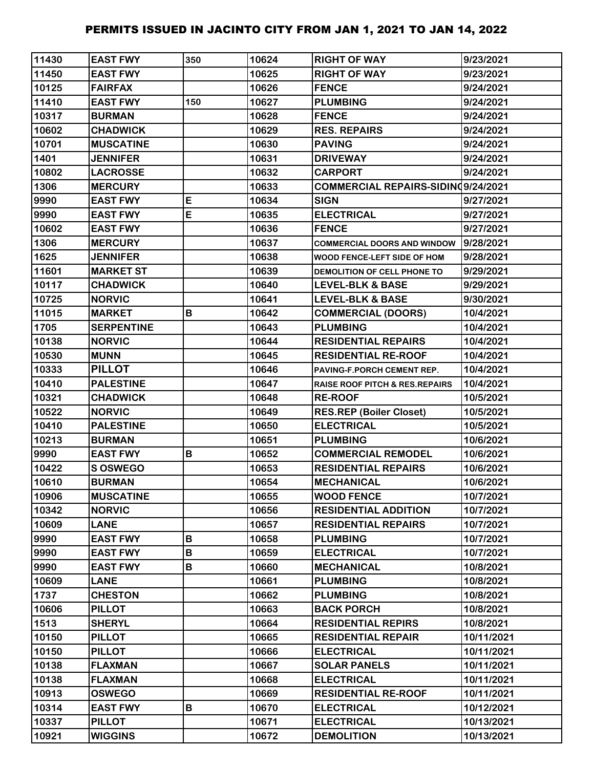# PERMITS ISSUED IN JACINTO CITY FROM JAN 1, 2021 TO JAN 14, 2022

| | | | | | |
|---|---|---|---|---|---|
| 11430 | EAST FWY | 350 | 10624 | RIGHT OF WAY | 9/23/2021 |
| 11450 | EAST FWY | | 10625 | RIGHT OF WAY | 9/23/2021 |
| 10125 | FAIRFAX | | 10626 | FENCE | 9/24/2021 |
| 11410 | EAST FWY | 150 | 10627 | PLUMBING | 9/24/2021 |
| 10317 | BURMAN | | 10628 | FENCE | 9/24/2021 |
| 10602 | CHADWICK | | 10629 | RES. REPAIRS | 9/24/2021 |
| 10701 | MUSCATINE | | 10630 | PAVING | 9/24/2021 |
| 1401 | JENNIFER | | 10631 | DRIVEWAY | 9/24/2021 |
| 10802 | LACROSSE | | 10632 | CARPORT | 9/24/2021 |
| 1306 | MERCURY | | 10633 | COMMERCIAL REPAIRS-SIDING | 9/24/2021 |
| 9990 | EAST FWY | E | 10634 | SIGN | 9/27/2021 |
| 9990 | EAST FWY | E | 10635 | ELECTRICAL | 9/27/2021 |
| 10602 | EAST FWY | | 10636 | FENCE | 9/27/2021 |
| 1306 | MERCURY | | 10637 | COMMERCIAL DOORS AND WINDOW | 9/28/2021 |
| 1625 | JENNIFER | | 10638 | WOOD FENCE-LEFT SIDE OF HOM | 9/28/2021 |
| 11601 | MARKET ST | | 10639 | DEMOLITION OF CELL PHONE TO | 9/29/2021 |
| 10117 | CHADWICK | | 10640 | LEVEL-BLK & BASE | 9/29/2021 |
| 10725 | NORVIC | | 10641 | LEVEL-BLK & BASE | 9/30/2021 |
| 11015 | MARKET | B | 10642 | COMMERCIAL (DOORS) | 10/4/2021 |
| 1705 | SERPENTINE | | 10643 | PLUMBING | 10/4/2021 |
| 10138 | NORVIC | | 10644 | RESIDENTIAL REPAIRS | 10/4/2021 |
| 10530 | MUNN | | 10645 | RESIDENTIAL RE-ROOF | 10/4/2021 |
| 10333 | PILLOT | | 10646 | PAVING-F.PORCH CEMENT REP. | 10/4/2021 |
| 10410 | PALESTINE | | 10647 | RAISE ROOF PITCH & RES.REPAIRS | 10/4/2021 |
| 10321 | CHADWICK | | 10648 | RE-ROOF | 10/5/2021 |
| 10522 | NORVIC | | 10649 | RES.REP (Boiler Closet) | 10/5/2021 |
| 10410 | PALESTINE | | 10650 | ELECTRICAL | 10/5/2021 |
| 10213 | BURMAN | | 10651 | PLUMBING | 10/6/2021 |
| 9990 | EAST FWY | B | 10652 | COMMERCIAL REMODEL | 10/6/2021 |
| 10422 | S OSWEGO | | 10653 | RESIDENTIAL REPAIRS | 10/6/2021 |
| 10610 | BURMAN | | 10654 | MECHANICAL | 10/6/2021 |
| 10906 | MUSCATINE | | 10655 | WOOD FENCE | 10/7/2021 |
| 10342 | NORVIC | | 10656 | RESIDENTIAL ADDITION | 10/7/2021 |
| 10609 | LANE | | 10657 | RESIDENTIAL REPAIRS | 10/7/2021 |
| 9990 | EAST FWY | B | 10658 | PLUMBING | 10/7/2021 |
| 9990 | EAST FWY | B | 10659 | ELECTRICAL | 10/7/2021 |
| 9990 | EAST FWY | B | 10660 | MECHANICAL | 10/8/2021 |
| 10609 | LANE | | 10661 | PLUMBING | 10/8/2021 |
| 1737 | CHESTON | | 10662 | PLUMBING | 10/8/2021 |
| 10606 | PILLOT | | 10663 | BACK PORCH | 10/8/2021 |
| 1513 | SHERYL | | 10664 | RESIDENTIAL REPIRS | 10/8/2021 |
| 10150 | PILLOT | | 10665 | RESIDENTIAL REPAIR | 10/11/2021 |
| 10150 | PILLOT | | 10666 | ELECTRICAL | 10/11/2021 |
| 10138 | FLAXMAN | | 10667 | SOLAR PANELS | 10/11/2021 |
| 10138 | FLAXMAN | | 10668 | ELECTRICAL | 10/11/2021 |
| 10913 | OSWEGO | | 10669 | RESIDENTIAL RE-ROOF | 10/11/2021 |
| 10314 | EAST FWY | B | 10670 | ELECTRICAL | 10/12/2021 |
| 10337 | PILLOT | | 10671 | ELECTRICAL | 10/13/2021 |
| 10921 | WIGGINS | | 10672 | DEMOLITION | 10/13/2021 |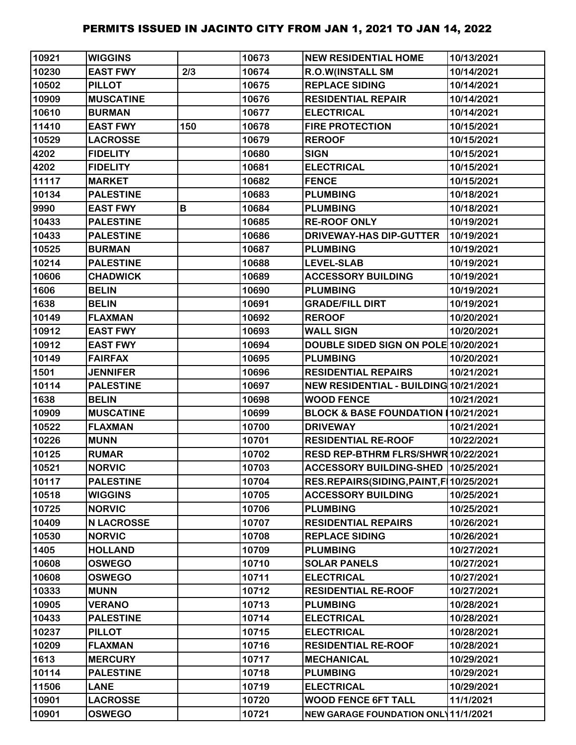# PERMITS ISSUED IN JACINTO CITY FROM JAN 1, 2021 TO JAN 14, 2022

| | | | | | |
|---|---|---|---|---|---|
| 10921 | WIGGINS | | 10673 | NEW RESIDENTIAL HOME | 10/13/2021 |
| 10230 | EAST FWY | 2/3 | 10674 | R.O.W(INSTALL SM | 10/14/2021 |
| 10502 | PILLOT | | 10675 | REPLACE SIDING | 10/14/2021 |
| 10909 | MUSCATINE | | 10676 | RESIDENTIAL REPAIR | 10/14/2021 |
| 10610 | BURMAN | | 10677 | ELECTRICAL | 10/14/2021 |
| 11410 | EAST FWY | 150 | 10678 | FIRE PROTECTION | 10/15/2021 |
| 10529 | LACROSSE | | 10679 | REROOF | 10/15/2021 |
| 4202 | FIDELITY | | 10680 | SIGN | 10/15/2021 |
| 4202 | FIDELITY | | 10681 | ELECTRICAL | 10/15/2021 |
| 11117 | MARKET | | 10682 | FENCE | 10/15/2021 |
| 10134 | PALESTINE | | 10683 | PLUMBING | 10/18/2021 |
| 9990 | EAST FWY | B | 10684 | PLUMBING | 10/18/2021 |
| 10433 | PALESTINE | | 10685 | RE-ROOF ONLY | 10/19/2021 |
| 10433 | PALESTINE | | 10686 | DRIVEWAY-HAS DIP-GUTTER | 10/19/2021 |
| 10525 | BURMAN | | 10687 | PLUMBING | 10/19/2021 |
| 10214 | PALESTINE | | 10688 | LEVEL-SLAB | 10/19/2021 |
| 10606 | CHADWICK | | 10689 | ACCESSORY BUILDING | 10/19/2021 |
| 1606 | BELIN | | 10690 | PLUMBING | 10/19/2021 |
| 1638 | BELIN | | 10691 | GRADE/FILL DIRT | 10/19/2021 |
| 10149 | FLAXMAN | | 10692 | REROOF | 10/20/2021 |
| 10912 | EAST FWY | | 10693 | WALL SIGN | 10/20/2021 |
| 10912 | EAST FWY | | 10694 | DOUBLE SIDED SIGN ON POLE | 10/20/2021 |
| 10149 | FAIRFAX | | 10695 | PLUMBING | 10/20/2021 |
| 1501 | JENNIFER | | 10696 | RESIDENTIAL REPAIRS | 10/21/2021 |
| 10114 | PALESTINE | | 10697 | NEW RESIDENTIAL - BUILDING | 10/21/2021 |
| 1638 | BELIN | | 10698 | WOOD FENCE | 10/21/2021 |
| 10909 | MUSCATINE | | 10699 | BLOCK & BASE FOUNDATION I | 10/21/2021 |
| 10522 | FLAXMAN | | 10700 | DRIVEWAY | 10/21/2021 |
| 10226 | MUNN | | 10701 | RESIDENTIAL RE-ROOF | 10/22/2021 |
| 10125 | RUMAR | | 10702 | RESD REP-BTHRM FLRS/SHWR | 10/22/2021 |
| 10521 | NORVIC | | 10703 | ACCESSORY BUILDING-SHED | 10/25/2021 |
| 10117 | PALESTINE | | 10704 | RES.REPAIRS(SIDING,PAINT,F | 10/25/2021 |
| 10518 | WIGGINS | | 10705 | ACCESSORY BUILDING | 10/25/2021 |
| 10725 | NORVIC | | 10706 | PLUMBING | 10/25/2021 |
| 10409 | N LACROSSE | | 10707 | RESIDENTIAL REPAIRS | 10/26/2021 |
| 10530 | NORVIC | | 10708 | REPLACE SIDING | 10/26/2021 |
| 1405 | HOLLAND | | 10709 | PLUMBING | 10/27/2021 |
| 10608 | OSWEGO | | 10710 | SOLAR PANELS | 10/27/2021 |
| 10608 | OSWEGO | | 10711 | ELECTRICAL | 10/27/2021 |
| 10333 | MUNN | | 10712 | RESIDENTIAL RE-ROOF | 10/27/2021 |
| 10905 | VERANO | | 10713 | PLUMBING | 10/28/2021 |
| 10433 | PALESTINE | | 10714 | ELECTRICAL | 10/28/2021 |
| 10237 | PILLOT | | 10715 | ELECTRICAL | 10/28/2021 |
| 10209 | FLAXMAN | | 10716 | RESIDENTIAL RE-ROOF | 10/28/2021 |
| 1613 | MERCURY | | 10717 | MECHANICAL | 10/29/2021 |
| 10114 | PALESTINE | | 10718 | PLUMBING | 10/29/2021 |
| 11506 | LANE | | 10719 | ELECTRICAL | 10/29/2021 |
| 10901 | LACROSSE | | 10720 | WOOD FENCE 6FT TALL | 11/1/2021 |
| 10901 | OSWEGO | | 10721 | NEW GARAGE FOUNDATION ONLY | 11/1/2021 |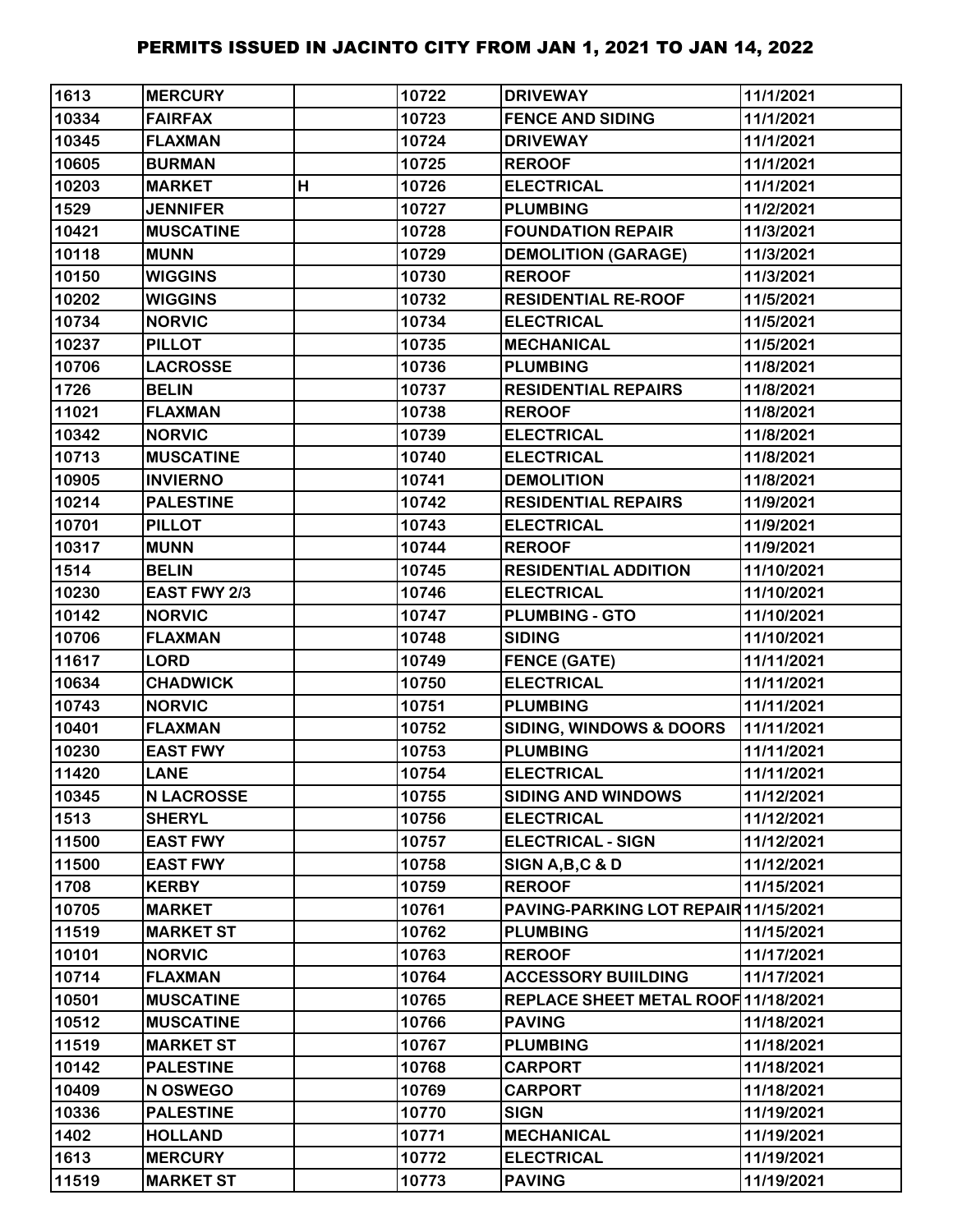# PERMITS ISSUED IN JACINTO CITY FROM JAN 1, 2021 TO JAN 14, 2022

| | | | | | |
|---|---|---|---|---|---|
| 1613 | MERCURY | | 10722 | DRIVEWAY | 11/1/2021 |
| 10334 | FAIRFAX | | 10723 | FENCE AND SIDING | 11/1/2021 |
| 10345 | FLAXMAN | | 10724 | DRIVEWAY | 11/1/2021 |
| 10605 | BURMAN | | 10725 | REROOF | 11/1/2021 |
| 10203 | MARKET | H | 10726 | ELECTRICAL | 11/1/2021 |
| 1529 | JENNIFER | | 10727 | PLUMBING | 11/2/2021 |
| 10421 | MUSCATINE | | 10728 | FOUNDATION REPAIR | 11/3/2021 |
| 10118 | MUNN | | 10729 | DEMOLITION (GARAGE) | 11/3/2021 |
| 10150 | WIGGINS | | 10730 | REROOF | 11/3/2021 |
| 10202 | WIGGINS | | 10732 | RESIDENTIAL RE-ROOF | 11/5/2021 |
| 10734 | NORVIC | | 10734 | ELECTRICAL | 11/5/2021 |
| 10237 | PILLOT | | 10735 | MECHANICAL | 11/5/2021 |
| 10706 | LACROSSE | | 10736 | PLUMBING | 11/8/2021 |
| 1726 | BELIN | | 10737 | RESIDENTIAL REPAIRS | 11/8/2021 |
| 11021 | FLAXMAN | | 10738 | REROOF | 11/8/2021 |
| 10342 | NORVIC | | 10739 | ELECTRICAL | 11/8/2021 |
| 10713 | MUSCATINE | | 10740 | ELECTRICAL | 11/8/2021 |
| 10905 | INVIERNO | | 10741 | DEMOLITION | 11/8/2021 |
| 10214 | PALESTINE | | 10742 | RESIDENTIAL REPAIRS | 11/9/2021 |
| 10701 | PILLOT | | 10743 | ELECTRICAL | 11/9/2021 |
| 10317 | MUNN | | 10744 | REROOF | 11/9/2021 |
| 1514 | BELIN | | 10745 | RESIDENTIAL ADDITION | 11/10/2021 |
| 10230 | EAST FWY 2/3 | | 10746 | ELECTRICAL | 11/10/2021 |
| 10142 | NORVIC | | 10747 | PLUMBING - GTO | 11/10/2021 |
| 10706 | FLAXMAN | | 10748 | SIDING | 11/10/2021 |
| 11617 | LORD | | 10749 | FENCE (GATE) | 11/11/2021 |
| 10634 | CHADWICK | | 10750 | ELECTRICAL | 11/11/2021 |
| 10743 | NORVIC | | 10751 | PLUMBING | 11/11/2021 |
| 10401 | FLAXMAN | | 10752 | SIDING, WINDOWS & DOORS | 11/11/2021 |
| 10230 | EAST FWY | | 10753 | PLUMBING | 11/11/2021 |
| 11420 | LANE | | 10754 | ELECTRICAL | 11/11/2021 |
| 10345 | N LACROSSE | | 10755 | SIDING AND WINDOWS | 11/12/2021 |
| 1513 | SHERYL | | 10756 | ELECTRICAL | 11/12/2021 |
| 11500 | EAST FWY | | 10757 | ELECTRICAL - SIGN | 11/12/2021 |
| 11500 | EAST FWY | | 10758 | SIGN A,B,C & D | 11/12/2021 |
| 1708 | KERBY | | 10759 | REROOF | 11/15/2021 |
| 10705 | MARKET | | 10761 | PAVING-PARKING LOT REPAIR | 11/15/2021 |
| 11519 | MARKET ST | | 10762 | PLUMBING | 11/15/2021 |
| 10101 | NORVIC | | 10763 | REROOF | 11/17/2021 |
| 10714 | FLAXMAN | | 10764 | ACCESSORY BUIILDING | 11/17/2021 |
| 10501 | MUSCATINE | | 10765 | REPLACE SHEET METAL ROOF | 11/18/2021 |
| 10512 | MUSCATINE | | 10766 | PAVING | 11/18/2021 |
| 11519 | MARKET ST | | 10767 | PLUMBING | 11/18/2021 |
| 10142 | PALESTINE | | 10768 | CARPORT | 11/18/2021 |
| 10409 | N OSWEGO | | 10769 | CARPORT | 11/18/2021 |
| 10336 | PALESTINE | | 10770 | SIGN | 11/19/2021 |
| 1402 | HOLLAND | | 10771 | MECHANICAL | 11/19/2021 |
| 1613 | MERCURY | | 10772 | ELECTRICAL | 11/19/2021 |
| 11519 | MARKET ST | | 10773 | PAVING | 11/19/2021 |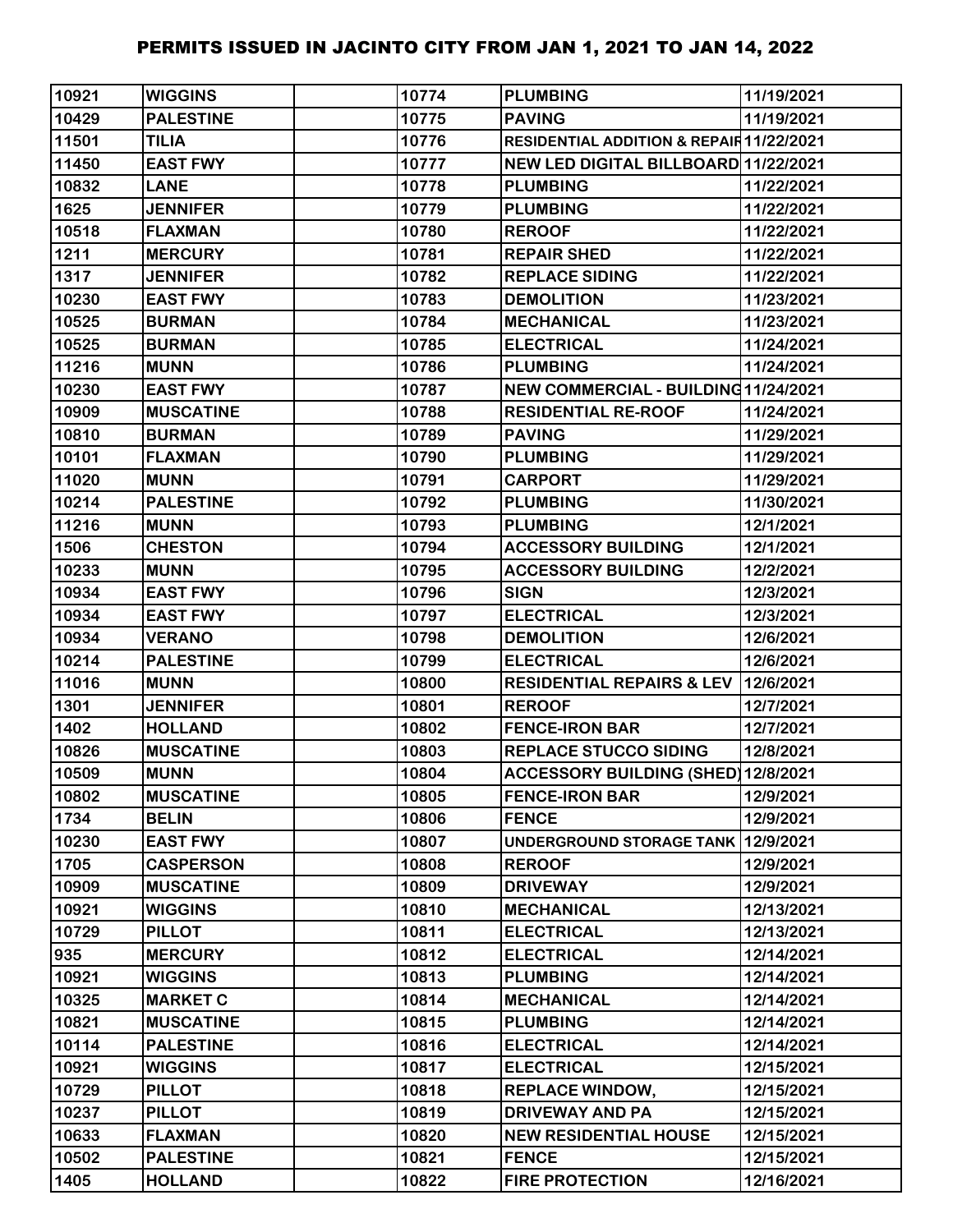# PERMITS ISSUED IN JACINTO CITY FROM JAN 1, 2021 TO JAN 14, 2022

| | | | | | |
|---|---|---|---|---|---|
| 10921 | WIGGINS | | 10774 | PLUMBING | 11/19/2021 |
| 10429 | PALESTINE | | 10775 | PAVING | 11/19/2021 |
| 11501 | TILIA | | 10776 | RESIDENTIAL ADDITION & REPAIR | 11/22/2021 |
| 11450 | EAST FWY | | 10777 | NEW LED DIGITAL BILLBOARD | 11/22/2021 |
| 10832 | LANE | | 10778 | PLUMBING | 11/22/2021 |
| 1625 | JENNIFER | | 10779 | PLUMBING | 11/22/2021 |
| 10518 | FLAXMAN | | 10780 | REROOF | 11/22/2021 |
| 1211 | MERCURY | | 10781 | REPAIR SHED | 11/22/2021 |
| 1317 | JENNIFER | | 10782 | REPLACE SIDING | 11/22/2021 |
| 10230 | EAST FWY | | 10783 | DEMOLITION | 11/23/2021 |
| 10525 | BURMAN | | 10784 | MECHANICAL | 11/23/2021 |
| 10525 | BURMAN | | 10785 | ELECTRICAL | 11/24/2021 |
| 11216 | MUNN | | 10786 | PLUMBING | 11/24/2021 |
| 10230 | EAST FWY | | 10787 | NEW COMMERCIAL - BUILDING | 11/24/2021 |
| 10909 | MUSCATINE | | 10788 | RESIDENTIAL RE-ROOF | 11/24/2021 |
| 10810 | BURMAN | | 10789 | PAVING | 11/29/2021 |
| 10101 | FLAXMAN | | 10790 | PLUMBING | 11/29/2021 |
| 11020 | MUNN | | 10791 | CARPORT | 11/29/2021 |
| 10214 | PALESTINE | | 10792 | PLUMBING | 11/30/2021 |
| 11216 | MUNN | | 10793 | PLUMBING | 12/1/2021 |
| 1506 | CHESTON | | 10794 | ACCESSORY BUILDING | 12/1/2021 |
| 10233 | MUNN | | 10795 | ACCESSORY BUILDING | 12/2/2021 |
| 10934 | EAST FWY | | 10796 | SIGN | 12/3/2021 |
| 10934 | EAST FWY | | 10797 | ELECTRICAL | 12/3/2021 |
| 10934 | VERANO | | 10798 | DEMOLITION | 12/6/2021 |
| 10214 | PALESTINE | | 10799 | ELECTRICAL | 12/6/2021 |
| 11016 | MUNN | | 10800 | RESIDENTIAL REPAIRS & LEV | 12/6/2021 |
| 1301 | JENNIFER | | 10801 | REROOF | 12/7/2021 |
| 1402 | HOLLAND | | 10802 | FENCE-IRON BAR | 12/7/2021 |
| 10826 | MUSCATINE | | 10803 | REPLACE STUCCO SIDING | 12/8/2021 |
| 10509 | MUNN | | 10804 | ACCESSORY BUILDING (SHED) | 12/8/2021 |
| 10802 | MUSCATINE | | 10805 | FENCE-IRON BAR | 12/9/2021 |
| 1734 | BELIN | | 10806 | FENCE | 12/9/2021 |
| 10230 | EAST FWY | | 10807 | UNDERGROUND STORAGE TANK | 12/9/2021 |
| 1705 | CASPERSON | | 10808 | REROOF | 12/9/2021 |
| 10909 | MUSCATINE | | 10809 | DRIVEWAY | 12/9/2021 |
| 10921 | WIGGINS | | 10810 | MECHANICAL | 12/13/2021 |
| 10729 | PILLOT | | 10811 | ELECTRICAL | 12/13/2021 |
| 935 | MERCURY | | 10812 | ELECTRICAL | 12/14/2021 |
| 10921 | WIGGINS | | 10813 | PLUMBING | 12/14/2021 |
| 10325 | MARKET C | | 10814 | MECHANICAL | 12/14/2021 |
| 10821 | MUSCATINE | | 10815 | PLUMBING | 12/14/2021 |
| 10114 | PALESTINE | | 10816 | ELECTRICAL | 12/14/2021 |
| 10921 | WIGGINS | | 10817 | ELECTRICAL | 12/15/2021 |
| 10729 | PILLOT | | 10818 | REPLACE WINDOW, | 12/15/2021 |
| 10237 | PILLOT | | 10819 | DRIVEWAY AND PA | 12/15/2021 |
| 10633 | FLAXMAN | | 10820 | NEW RESIDENTIAL HOUSE | 12/15/2021 |
| 10502 | PALESTINE | | 10821 | FENCE | 12/15/2021 |
| 1405 | HOLLAND | | 10822 | FIRE PROTECTION | 12/16/2021 |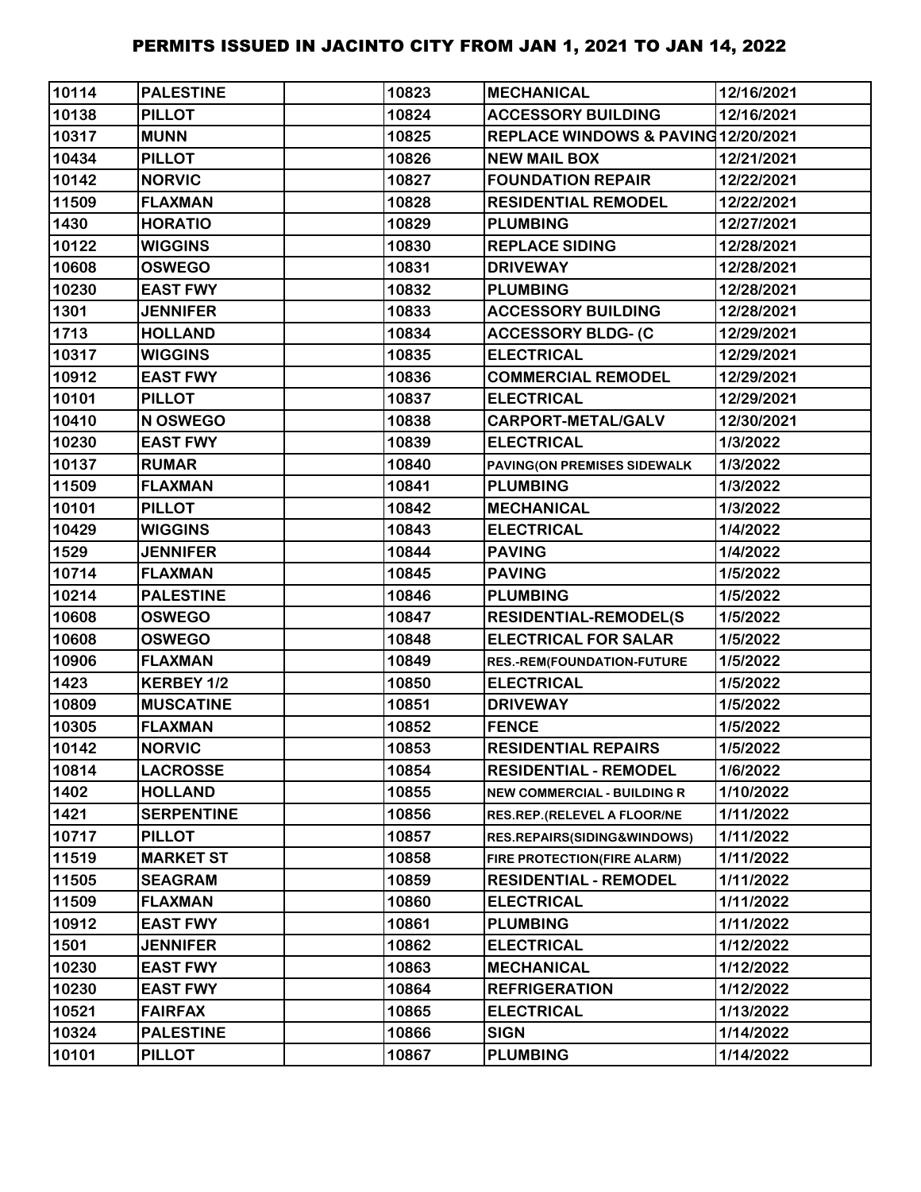# PERMITS ISSUED IN JACINTO CITY FROM JAN 1, 2021 TO JAN 14, 2022

| | | | | | |
|---|---|---|---|---|---|
| 10114 | PALESTINE | | 10823 | MECHANICAL | 12/16/2021 |
| 10138 | PILLOT | | 10824 | ACCESSORY BUILDING | 12/16/2021 |
| 10317 | MUNN | | 10825 | REPLACE WINDOWS & PAVING | 12/20/2021 |
| 10434 | PILLOT | | 10826 | NEW MAIL BOX | 12/21/2021 |
| 10142 | NORVIC | | 10827 | FOUNDATION REPAIR | 12/22/2021 |
| 11509 | FLAXMAN | | 10828 | RESIDENTIAL REMODEL | 12/22/2021 |
| 1430 | HORATIO | | 10829 | PLUMBING | 12/27/2021 |
| 10122 | WIGGINS | | 10830 | REPLACE SIDING | 12/28/2021 |
| 10608 | OSWEGO | | 10831 | DRIVEWAY | 12/28/2021 |
| 10230 | EAST FWY | | 10832 | PLUMBING | 12/28/2021 |
| 1301 | JENNIFER | | 10833 | ACCESSORY BUILDING | 12/28/2021 |
| 1713 | HOLLAND | | 10834 | ACCESSORY BLDG- (C | 12/29/2021 |
| 10317 | WIGGINS | | 10835 | ELECTRICAL | 12/29/2021 |
| 10912 | EAST FWY | | 10836 | COMMERCIAL REMODEL | 12/29/2021 |
| 10101 | PILLOT | | 10837 | ELECTRICAL | 12/29/2021 |
| 10410 | N OSWEGO | | 10838 | CARPORT-METAL/GALV | 12/30/2021 |
| 10230 | EAST FWY | | 10839 | ELECTRICAL | 1/3/2022 |
| 10137 | RUMAR | | 10840 | PAVING(ON PREMISES SIDEWALK | 1/3/2022 |
| 11509 | FLAXMAN | | 10841 | PLUMBING | 1/3/2022 |
| 10101 | PILLOT | | 10842 | MECHANICAL | 1/3/2022 |
| 10429 | WIGGINS | | 10843 | ELECTRICAL | 1/4/2022 |
| 1529 | JENNIFER | | 10844 | PAVING | 1/4/2022 |
| 10714 | FLAXMAN | | 10845 | PAVING | 1/5/2022 |
| 10214 | PALESTINE | | 10846 | PLUMBING | 1/5/2022 |
| 10608 | OSWEGO | | 10847 | RESIDENTIAL-REMODEL(S | 1/5/2022 |
| 10608 | OSWEGO | | 10848 | ELECTRICAL FOR SALAR | 1/5/2022 |
| 10906 | FLAXMAN | | 10849 | RES.-REM(FOUNDATION-FUTURE | 1/5/2022 |
| 1423 | KERBEY 1/2 | | 10850 | ELECTRICAL | 1/5/2022 |
| 10809 | MUSCATINE | | 10851 | DRIVEWAY | 1/5/2022 |
| 10305 | FLAXMAN | | 10852 | FENCE | 1/5/2022 |
| 10142 | NORVIC | | 10853 | RESIDENTIAL REPAIRS | 1/5/2022 |
| 10814 | LACROSSE | | 10854 | RESIDENTIAL - REMODEL | 1/6/2022 |
| 1402 | HOLLAND | | 10855 | NEW COMMERCIAL - BUILDING R | 1/10/2022 |
| 1421 | SERPENTINE | | 10856 | RES.REP.(RELEVEL A FLOOR/NE | 1/11/2022 |
| 10717 | PILLOT | | 10857 | RES.REPAIRS(SIDING&WINDOWS) | 1/11/2022 |
| 11519 | MARKET ST | | 10858 | FIRE PROTECTION(FIRE ALARM) | 1/11/2022 |
| 11505 | SEAGRAM | | 10859 | RESIDENTIAL - REMODEL | 1/11/2022 |
| 11509 | FLAXMAN | | 10860 | ELECTRICAL | 1/11/2022 |
| 10912 | EAST FWY | | 10861 | PLUMBING | 1/11/2022 |
| 1501 | JENNIFER | | 10862 | ELECTRICAL | 1/12/2022 |
| 10230 | EAST FWY | | 10863 | MECHANICAL | 1/12/2022 |
| 10230 | EAST FWY | | 10864 | REFRIGERATION | 1/12/2022 |
| 10521 | FAIRFAX | | 10865 | ELECTRICAL | 1/13/2022 |
| 10324 | PALESTINE | | 10866 | SIGN | 1/14/2022 |
| 10101 | PILLOT | | 10867 | PLUMBING | 1/14/2022 |